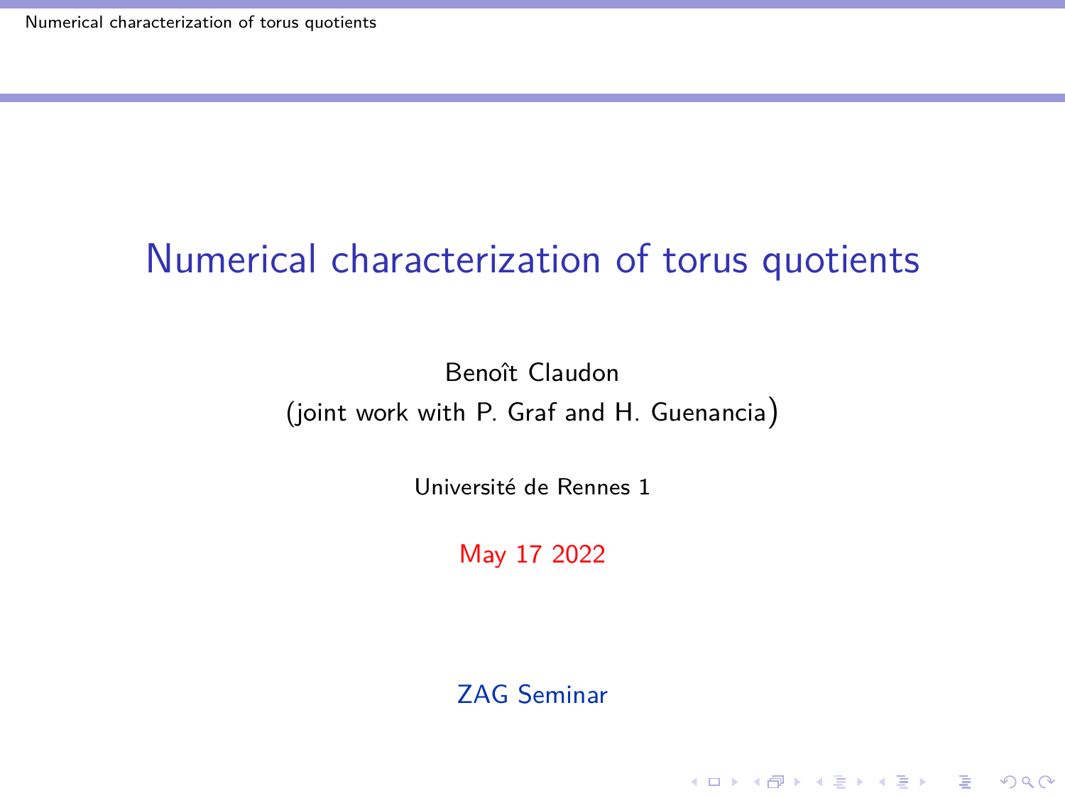# Numerical characterization of torus quotients

Benoît Claudon
(joint work with P. Graf and H. Guenancia)

Université de Rennes 1

May 17 2022

ZAG Seminar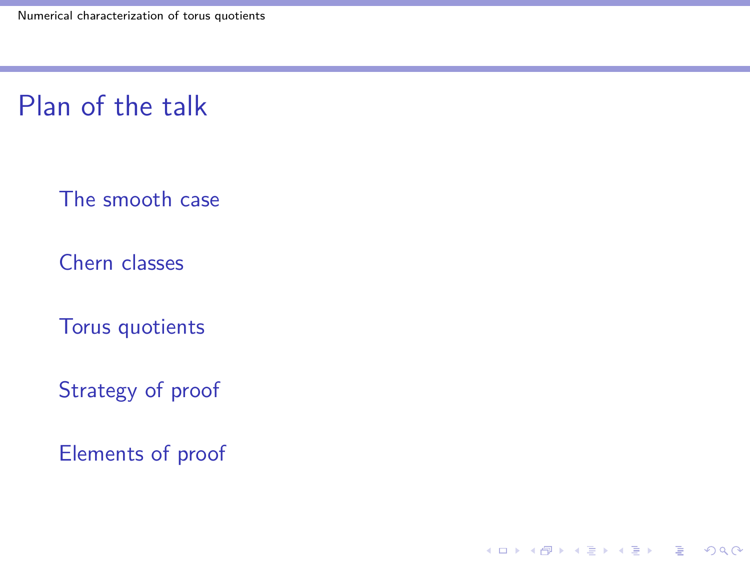# Plan of the talk

The smooth case

Chern classes

Torus quotients

Strategy of proof

Elements of proof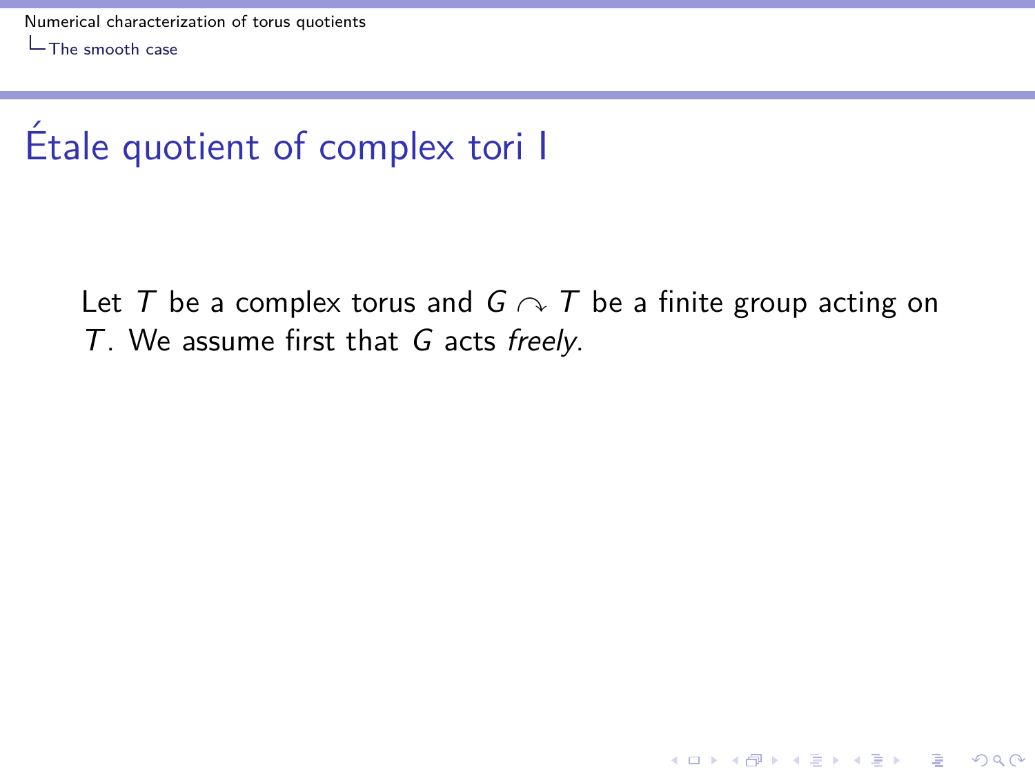# Étale quotient of complex tori I

Let $T$ be a complex torus and $G \curvearrowright T$ be a finite group acting on $T$. We assume first that $G$ acts *freely*.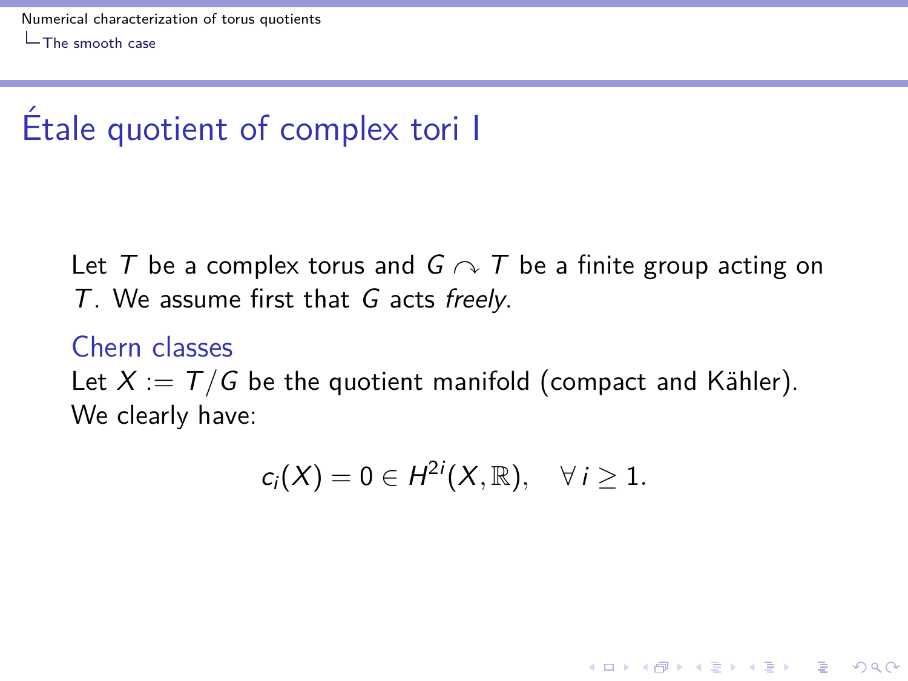# Étale quotient of complex tori I

Let $T$ be a complex torus and $G \curvearrowright T$ be a finite group acting on $T$. We assume first that $G$ acts *freely*.

## Chern classes

Let $X := T/G$ be the quotient manifold (compact and Kähler). We clearly have:

$$c_i(X) = 0 \in H^{2i}(X, \mathbb{R}), \quad \forall\, i \geq 1.$$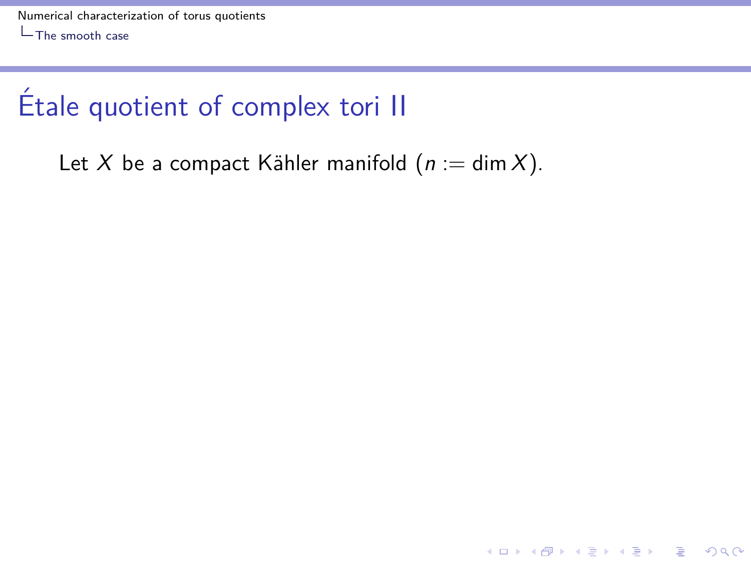# Étale quotient of complex tori II

Let $X$ be a compact Kähler manifold ($n := \dim X$).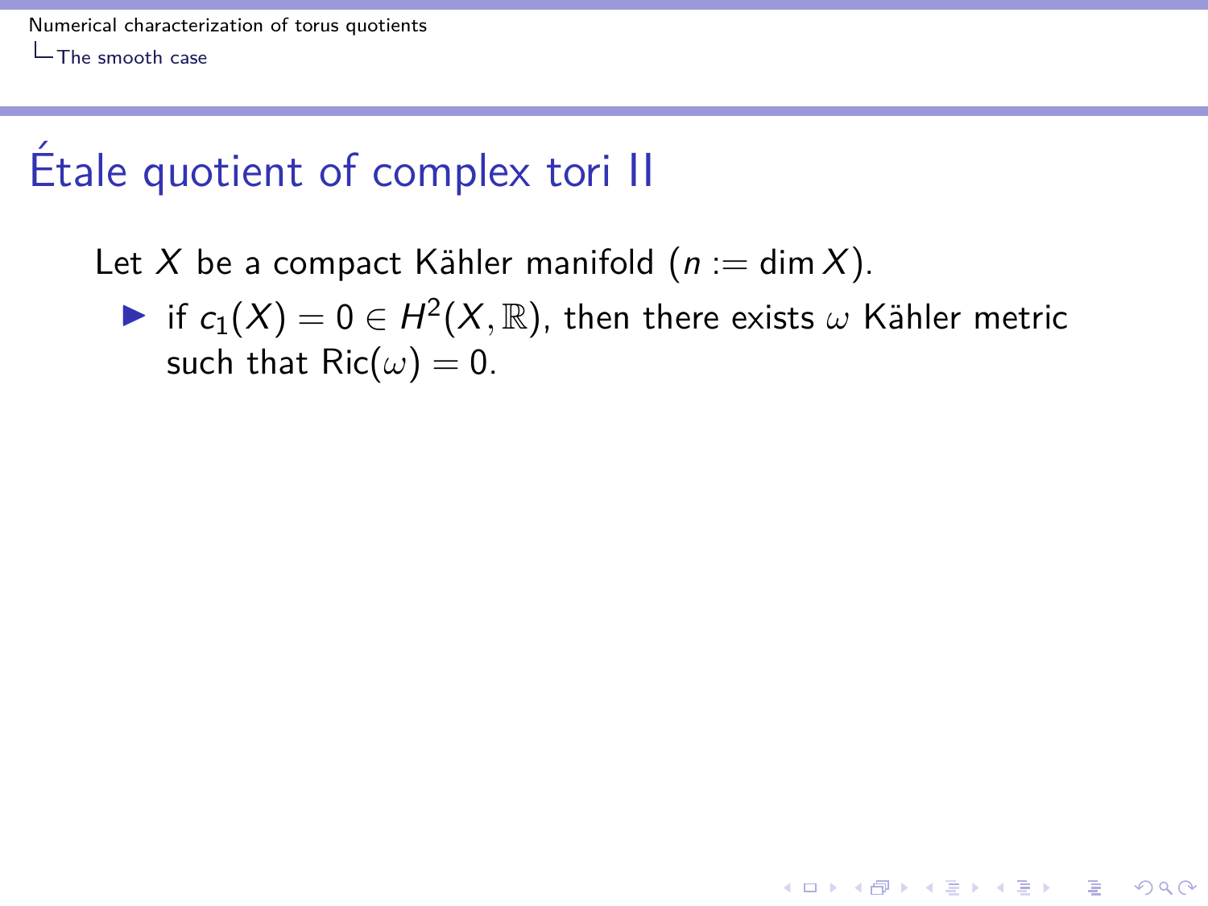# Étale quotient of complex tori II

Let $X$ be a compact Kähler manifold ($n := \dim X$).

- if $c_1(X) = 0 \in H^2(X, \mathbb{R})$, then there exists $\omega$ Kähler metric such that $\mathrm{Ric}(\omega) = 0$.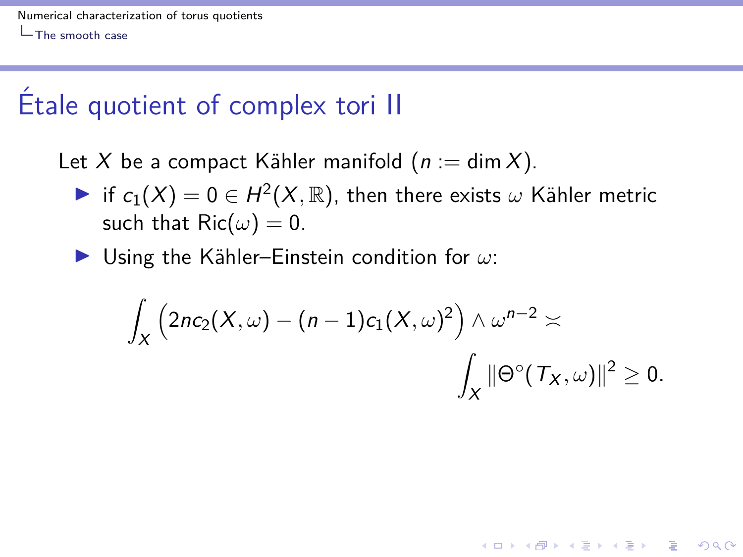# Étale quotient of complex tori II

Let $X$ be a compact Kähler manifold ($n := \dim X$).

- if $c_1(X) = 0 \in H^2(X, \mathbb{R})$, then there exists $\omega$ Kähler metric such that $\mathrm{Ric}(\omega) = 0$.
- Using the Kähler–Einstein condition for $\omega$:

$$\int_X \left(2nc_2(X,\omega) - (n-1)c_1(X,\omega)^2\right) \wedge \omega^{n-2} \asymp \int_X \|\Theta^\circ(T_X,\omega)\|^2 \geq 0.$$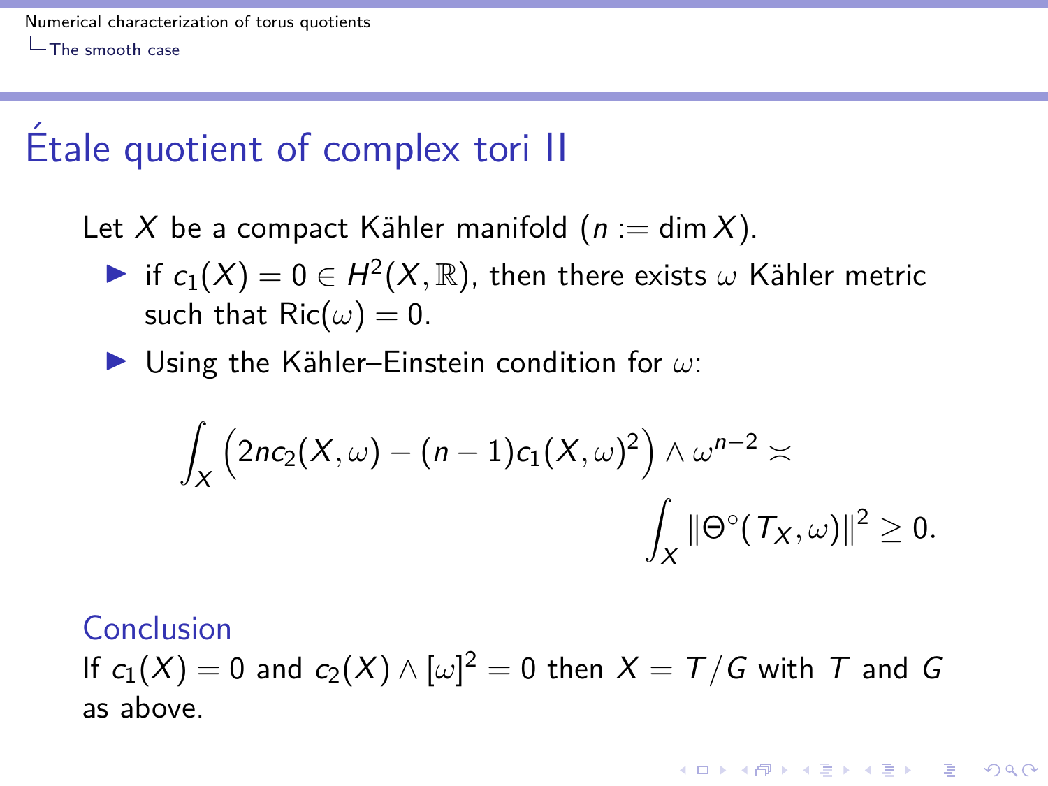# Étale quotient of complex tori II

Let $X$ be a compact Kähler manifold ($n := \dim X$).

- if $c_1(X) = 0 \in H^2(X, \mathbb{R})$, then there exists $\omega$ Kähler metric such that $\mathrm{Ric}(\omega) = 0$.
- Using the Kähler–Einstein condition for $\omega$:

$$\int_X \left(2nc_2(X,\omega) - (n-1)c_1(X,\omega)^2\right) \wedge \omega^{n-2} \asymp \int_X \|\Theta^\circ(T_X,\omega)\|^2 \geq 0.$$

**Conclusion**

If $c_1(X) = 0$ and $c_2(X) \wedge [\omega]^2 = 0$ then $X = T/G$ with $T$ and $G$ as above.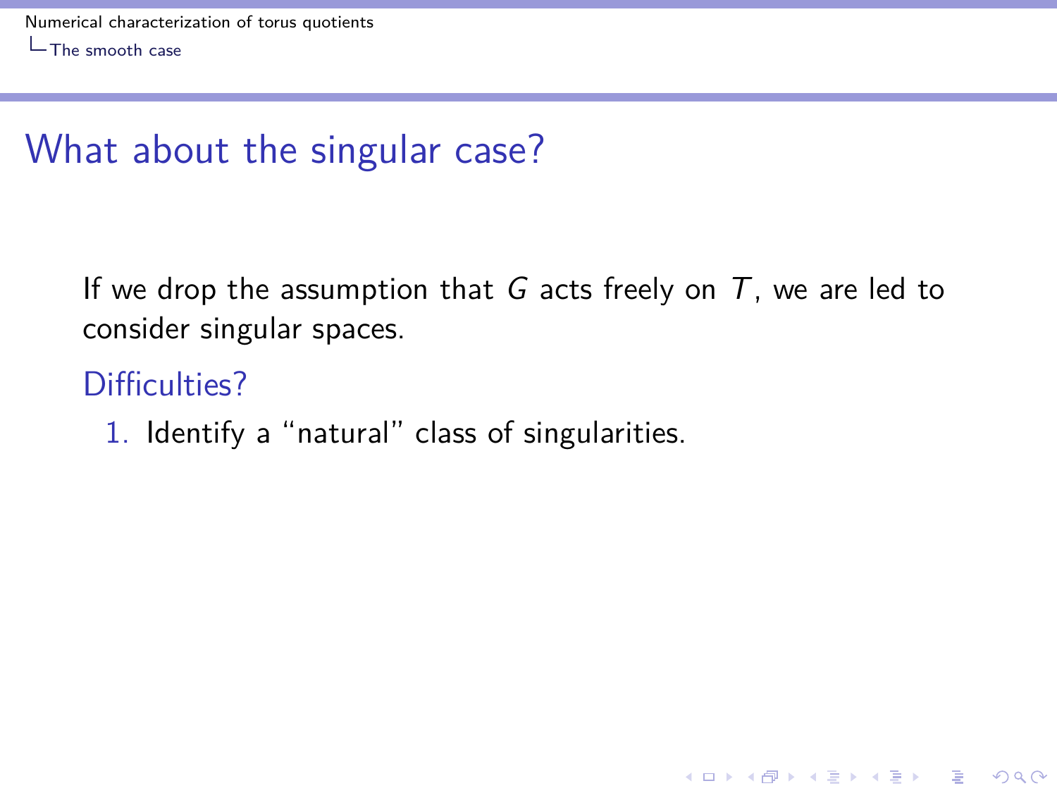# What about the singular case?

If we drop the assumption that $G$ acts freely on $T$, we are led to consider singular spaces.

## Difficulties?

1. Identify a "natural" class of singularities.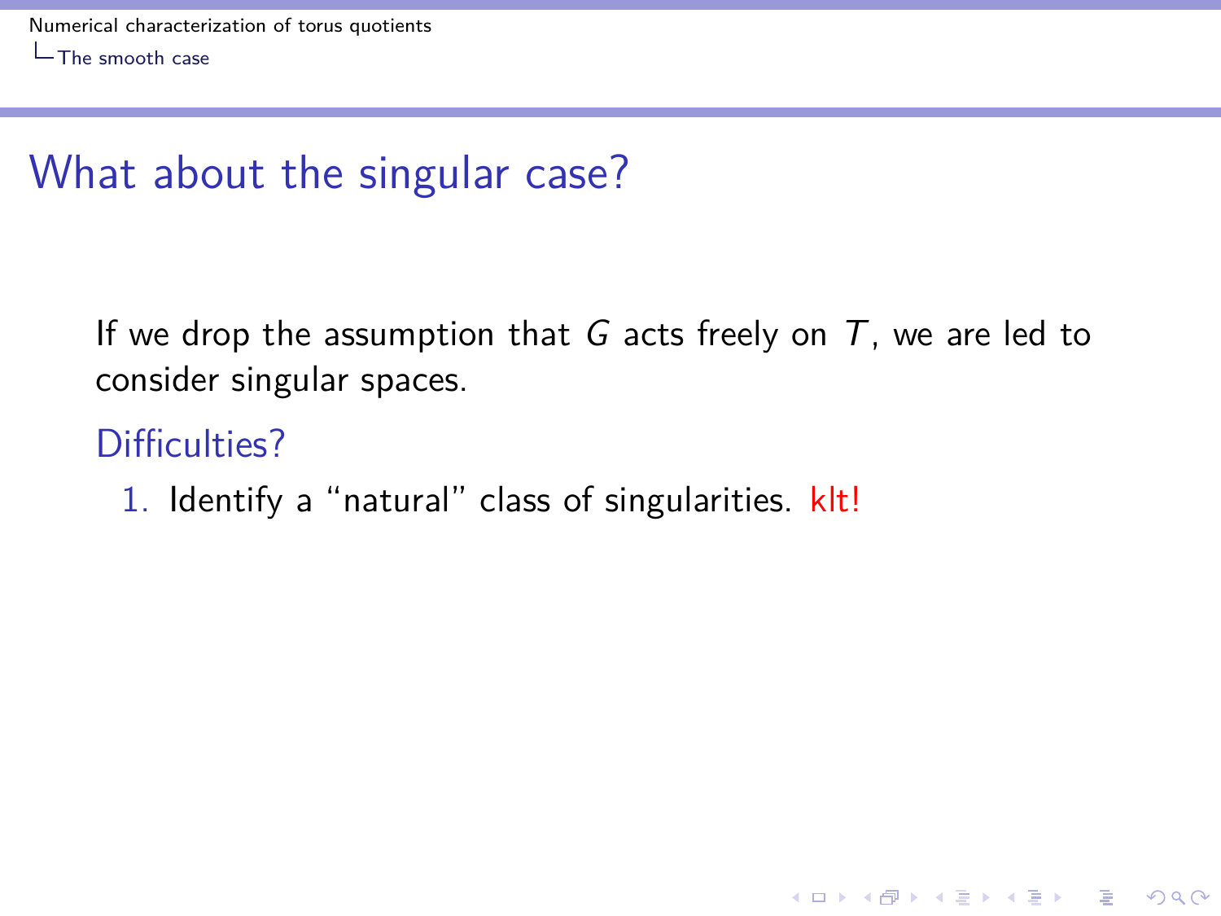## What about the singular case?

If we drop the assumption that $G$ acts freely on $T$, we are led to consider singular spaces.

### Difficulties?

1. Identify a "natural" class of singularities. klt!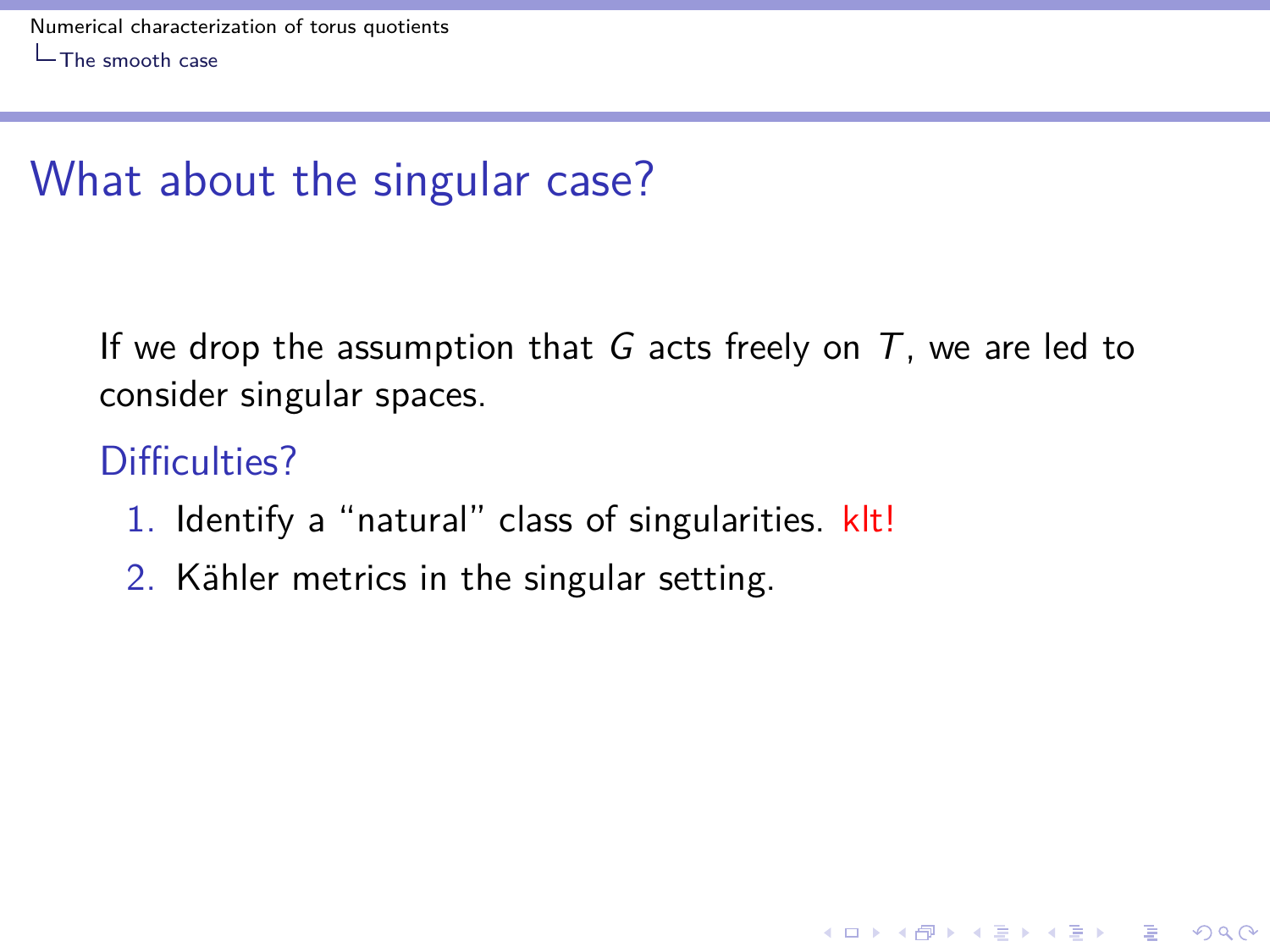## What about the singular case?

If we drop the assumption that $G$ acts freely on $T$, we are led to consider singular spaces.

### Difficulties?

1. Identify a "natural" class of singularities. klt!
2. Kähler metrics in the singular setting.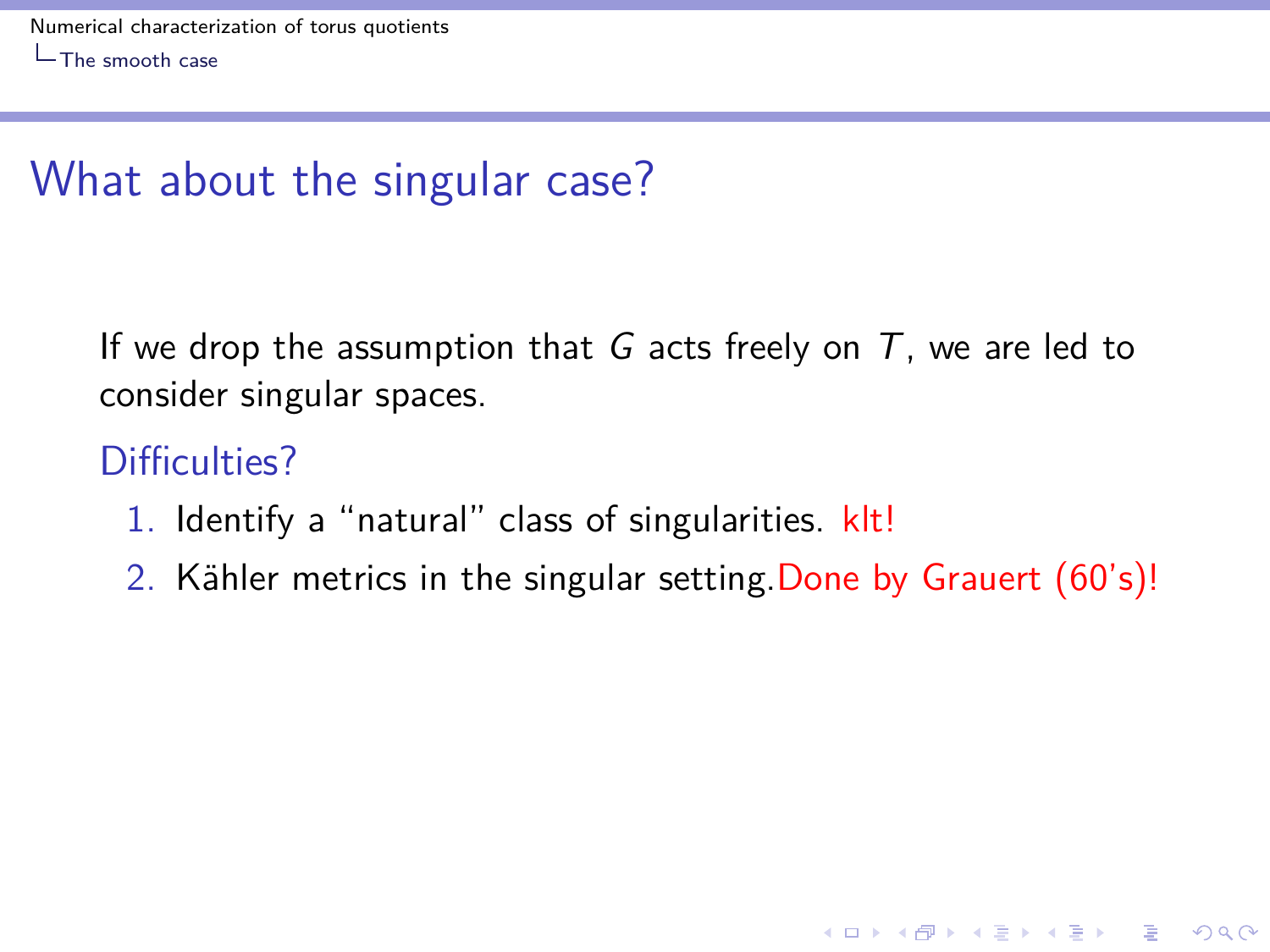# What about the singular case?

If we drop the assumption that $G$ acts freely on $T$, we are led to consider singular spaces.

Difficulties?

1. Identify a "natural" class of singularities. klt!
2. Kähler metrics in the singular setting. Done by Grauert (60's)!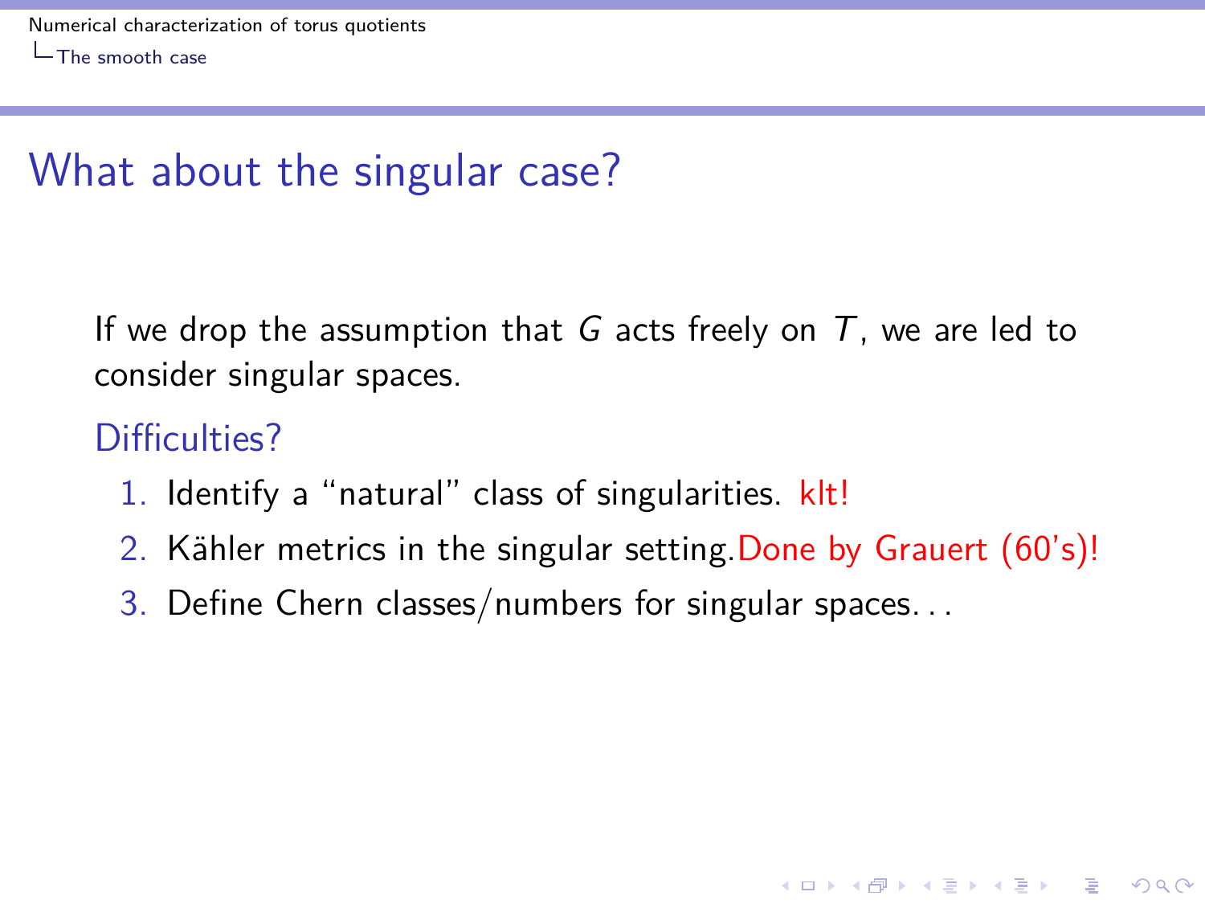# What about the singular case?

If we drop the assumption that $G$ acts freely on $T$, we are led to consider singular spaces.

**Difficulties?**

1. Identify a "natural" class of singularities. klt!
2. Kähler metrics in the singular setting. Done by Grauert (60's)!
3. Define Chern classes/numbers for singular spaces...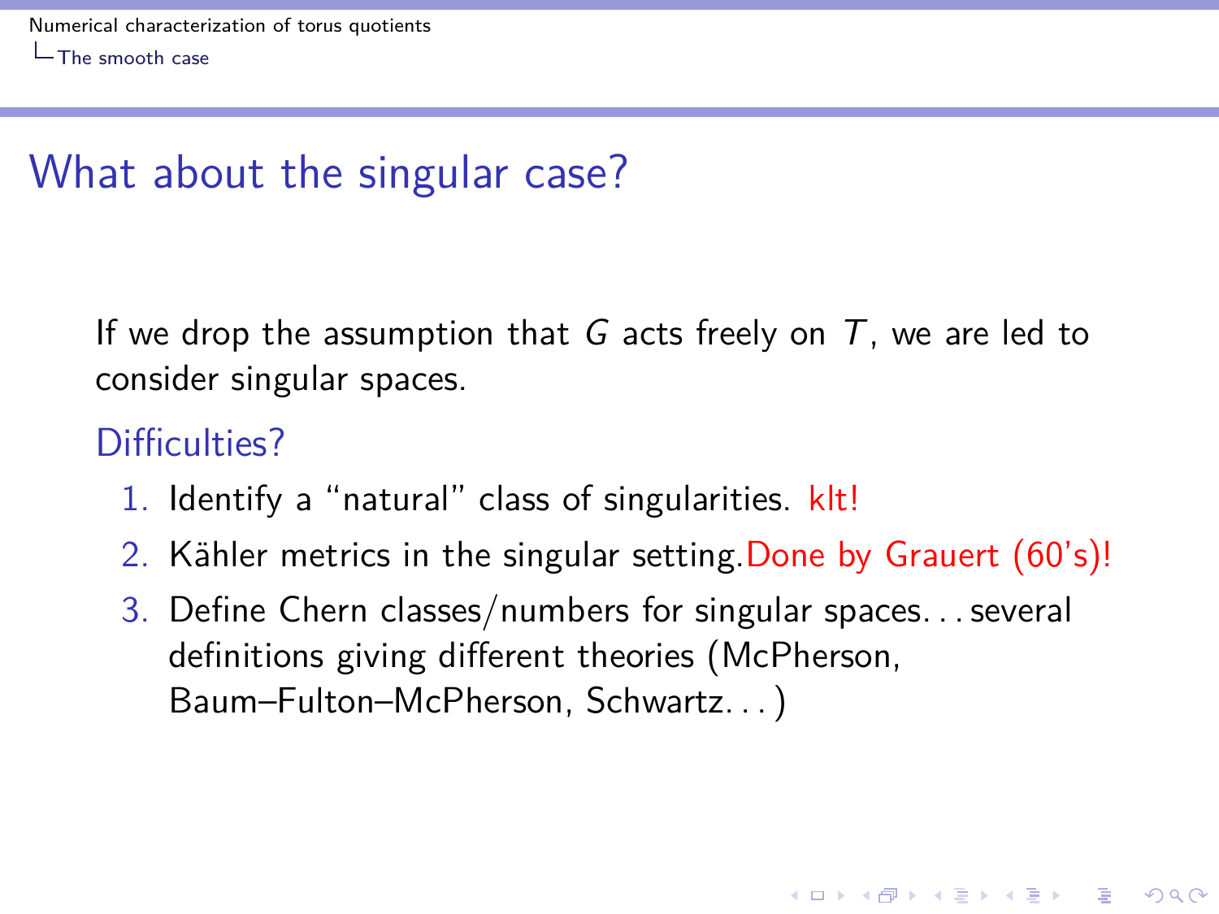# What about the singular case?

If we drop the assumption that $G$ acts freely on $T$, we are led to consider singular spaces.

## Difficulties?

1. Identify a "natural" class of singularities. klt!
2. Kähler metrics in the singular setting. Done by Grauert (60's)!
3. Define Chern classes/numbers for singular spaces. . . several definitions giving different theories (McPherson, Baum–Fulton–McPherson, Schwartz. . . )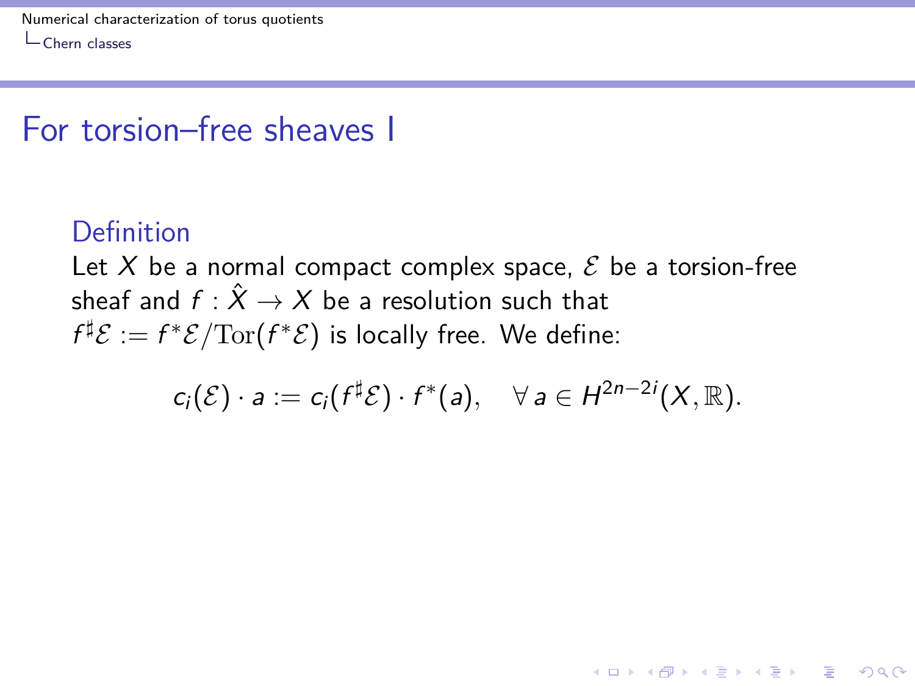# For torsion–free sheaves I

### Definition

Let $X$ be a normal compact complex space, $\mathcal{E}$ be a torsion-free sheaf and $f : \hat{X} \to X$ be a resolution such that $f^\sharp \mathcal{E} := f^*\mathcal{E}/\mathrm{Tor}(f^*\mathcal{E})$ is locally free. We define:

$$c_i(\mathcal{E}) \cdot a := c_i(f^\sharp \mathcal{E}) \cdot f^*(a), \quad \forall\, a \in H^{2n-2i}(X, \mathbb{R}).$$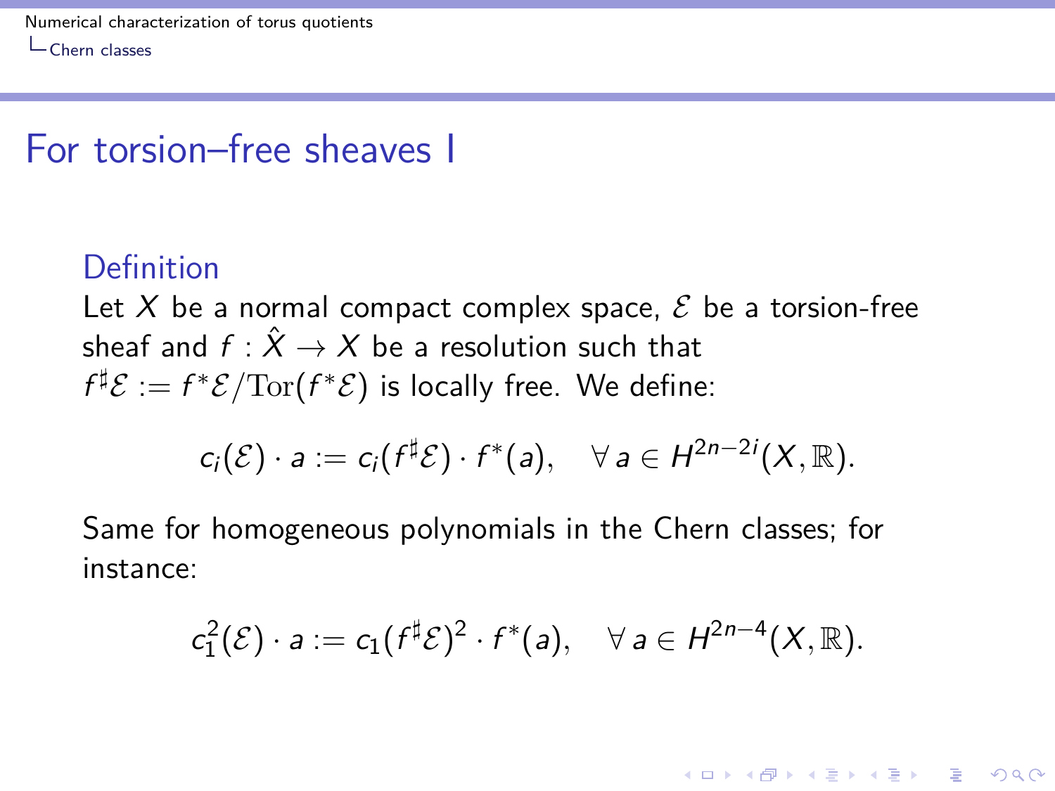## For torsion–free sheaves I

### Definition

Let $X$ be a normal compact complex space, $\mathcal{E}$ be a torsion-free sheaf and $f : \hat{X} \to X$ be a resolution such that $f^\sharp \mathcal{E} := f^*\mathcal{E}/\mathrm{Tor}(f^*\mathcal{E})$ is locally free. We define:

$$c_i(\mathcal{E}) \cdot a := c_i(f^\sharp \mathcal{E}) \cdot f^*(a), \quad \forall\, a \in H^{2n-2i}(X, \mathbb{R}).$$

Same for homogeneous polynomials in the Chern classes; for instance:

$$c_1^2(\mathcal{E}) \cdot a := c_1(f^\sharp \mathcal{E})^2 \cdot f^*(a), \quad \forall\, a \in H^{2n-4}(X, \mathbb{R}).$$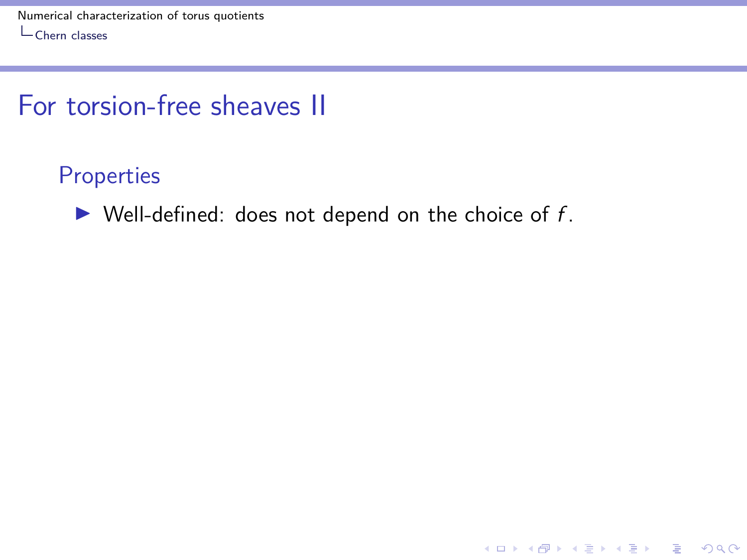# For torsion-free sheaves II

## Properties

- Well-defined: does not depend on the choice of $f$.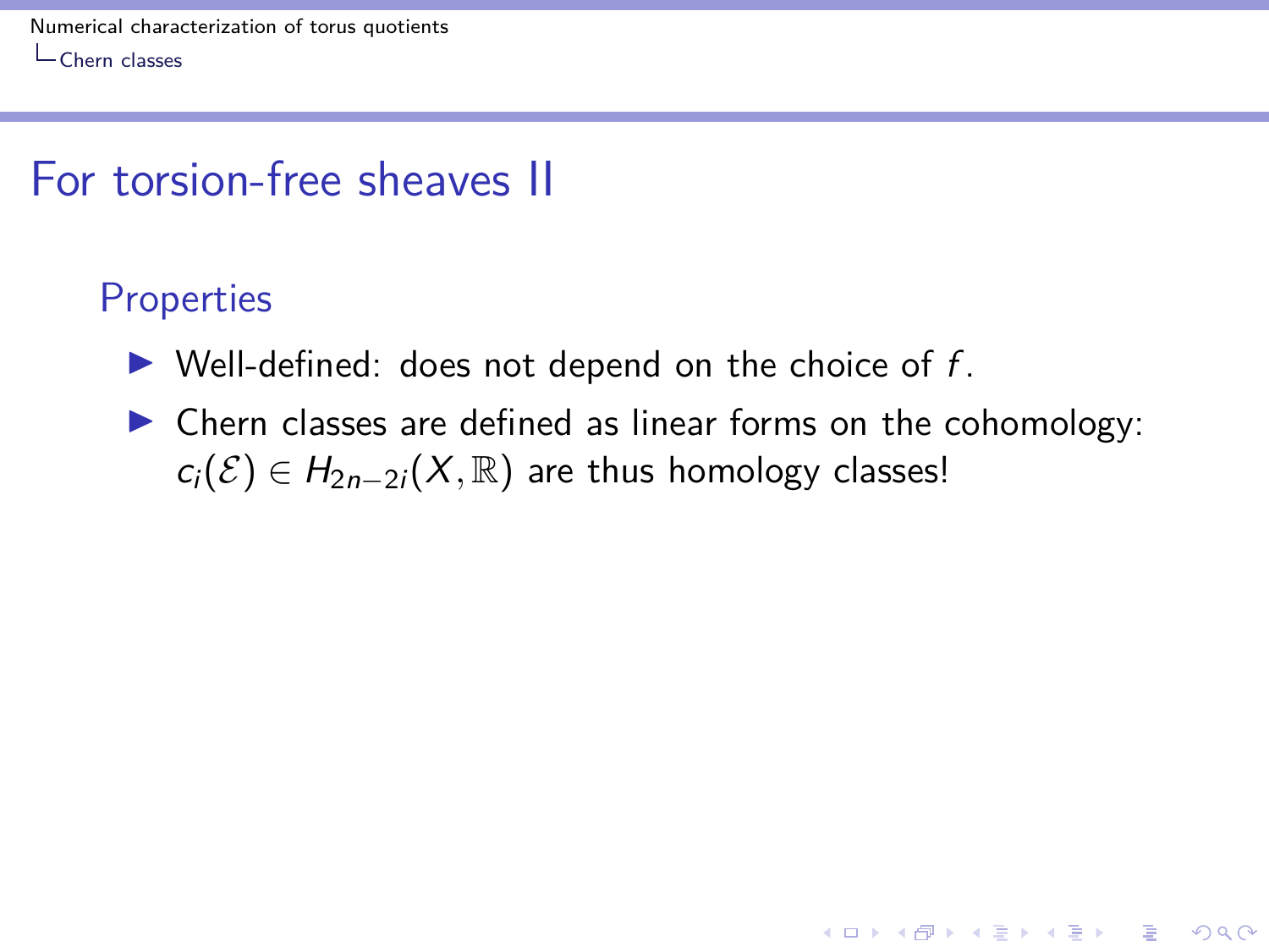# For torsion-free sheaves II

## Properties

- Well-defined: does not depend on the choice of $f$.
- Chern classes are defined as linear forms on the cohomology: $c_i(\mathcal{E}) \in H_{2n-2i}(X, \mathbb{R})$ are thus homology classes!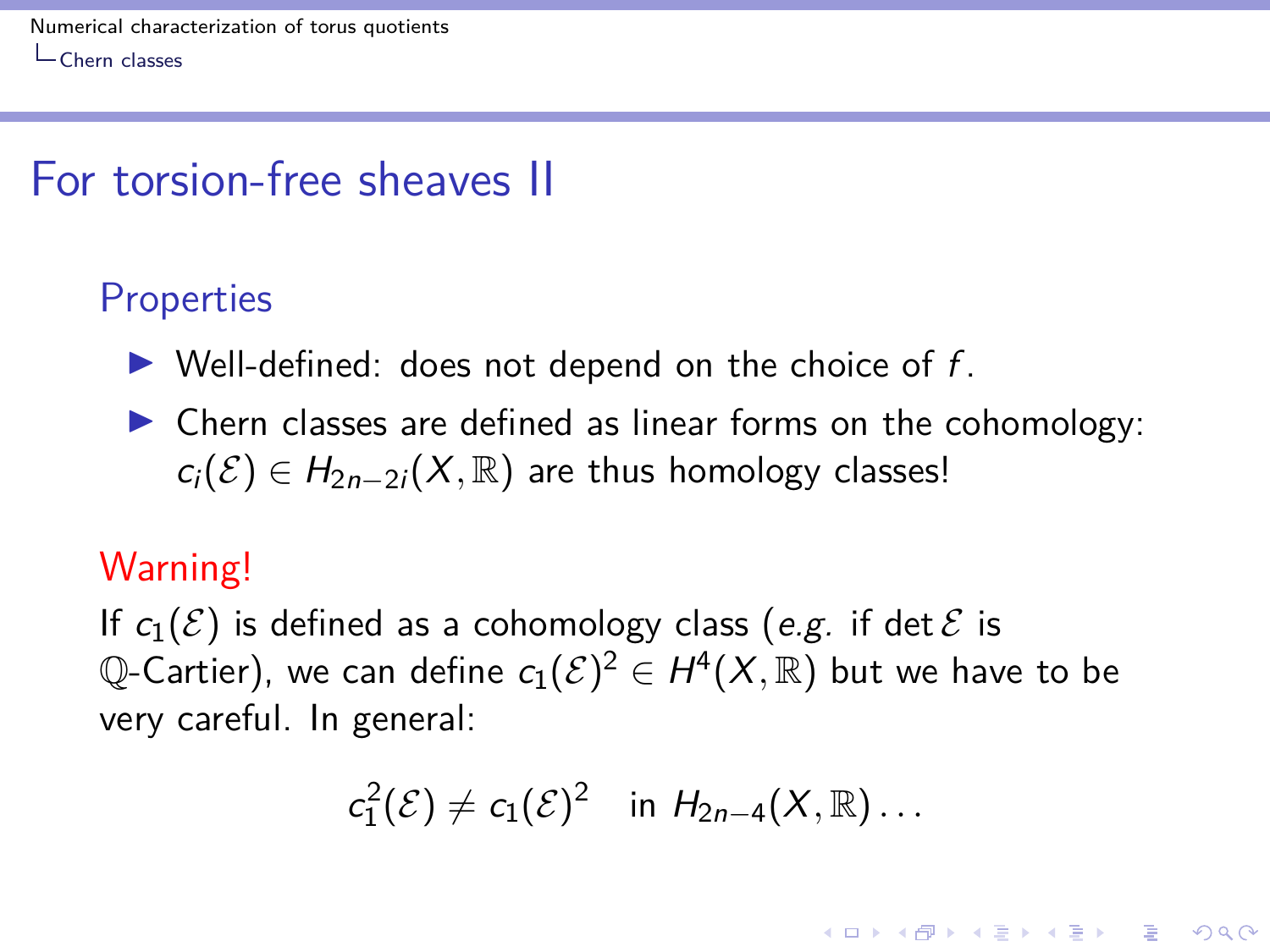## For torsion-free sheaves II

### Properties

- Well-defined: does not depend on the choice of $f$.
- Chern classes are defined as linear forms on the cohomology: $c_i(\mathcal{E}) \in H_{2n-2i}(X, \mathbb{R})$ are thus homology classes!

### Warning!

If $c_1(\mathcal{E})$ is defined as a cohomology class (*e.g.* if $\det \mathcal{E}$ is $\mathbb{Q}$-Cartier), we can define $c_1(\mathcal{E})^2 \in H^4(X, \mathbb{R})$ but we have to be very careful. In general:

$$c_1^2(\mathcal{E}) \neq c_1(\mathcal{E})^2 \quad \text{in } H_{2n-4}(X, \mathbb{R}) \ldots$$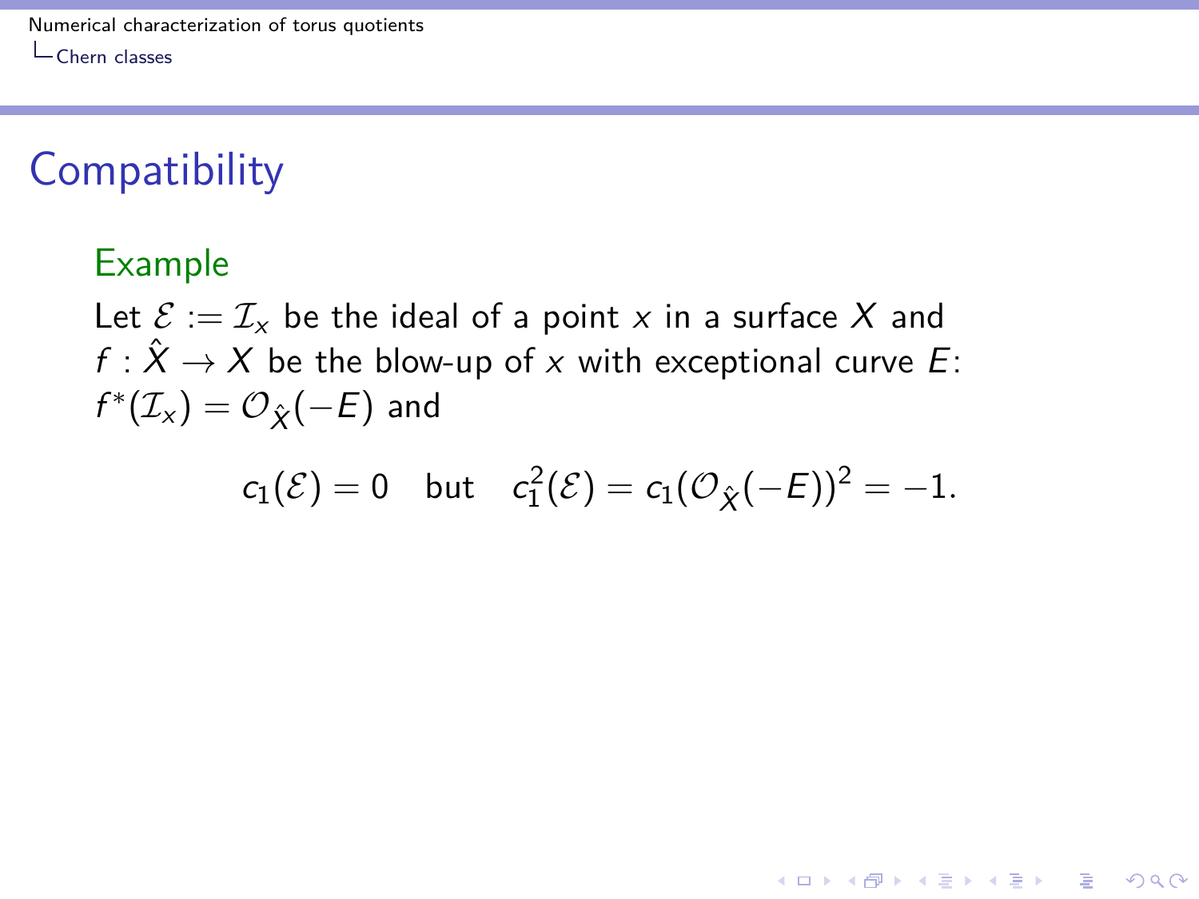## Compatibility

**Example**

Let $\mathcal{E} := \mathcal{I}_x$ be the ideal of a point $x$ in a surface $X$ and $f : \hat{X} \to X$ be the blow-up of $x$ with exceptional curve $E$: $f^*(\mathcal{I}_x) = \mathcal{O}_{\hat{X}}(-E)$ and

$$c_1(\mathcal{E}) = 0 \quad \text{but} \quad c_1^2(\mathcal{E}) = c_1(\mathcal{O}_{\hat{X}}(-E))^2 = -1.$$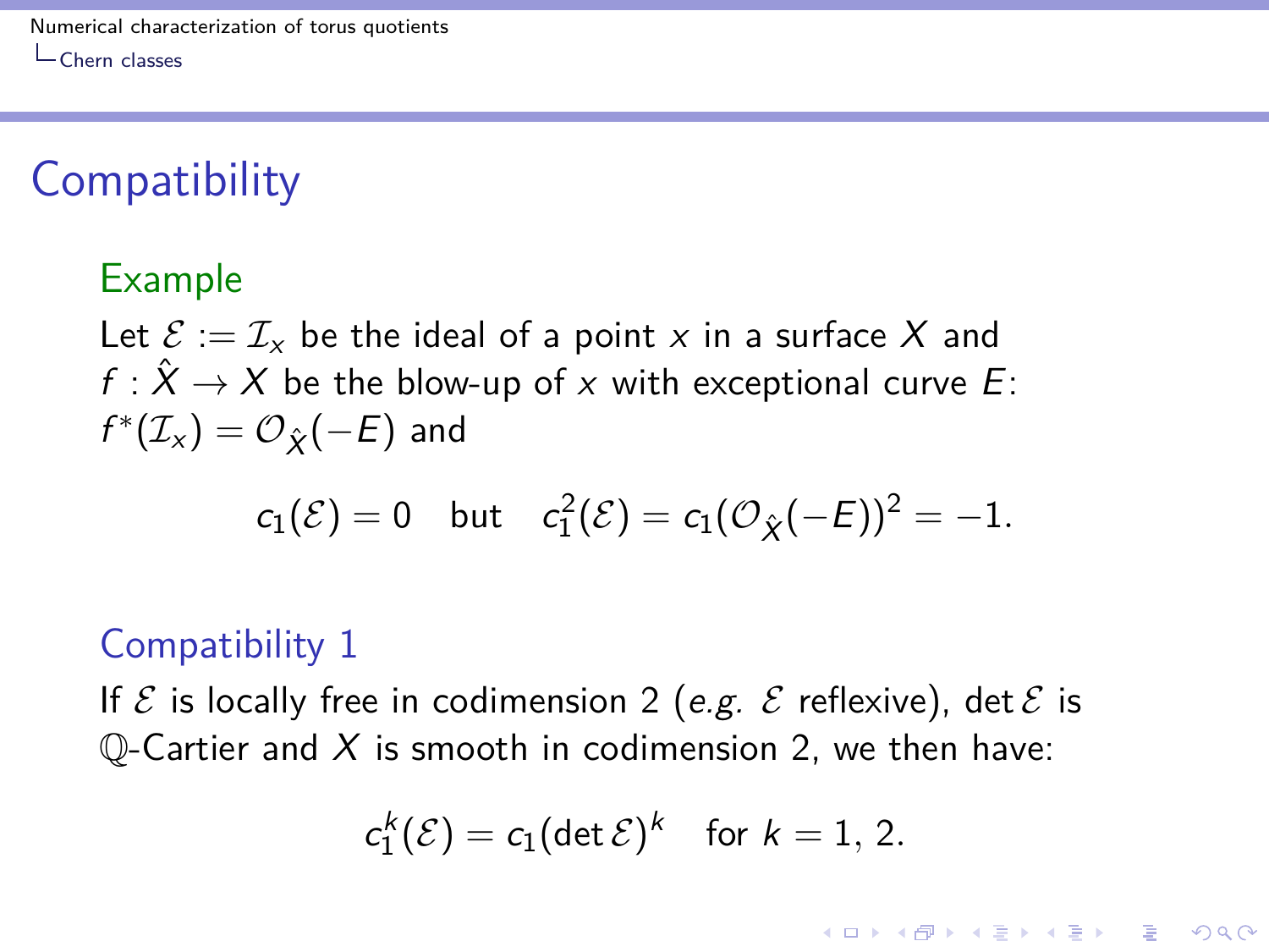# Compatibility

### Example

Let $\mathcal{E} := \mathcal{I}_x$ be the ideal of a point $x$ in a surface $X$ and $f : \hat{X} \to X$ be the blow-up of $x$ with exceptional curve $E$: $f^*(\mathcal{I}_x) = \mathcal{O}_{\hat{X}}(-E)$ and

$$c_1(\mathcal{E}) = 0 \quad \text{but} \quad c_1^2(\mathcal{E}) = c_1(\mathcal{O}_{\hat{X}}(-E))^2 = -1.$$

### Compatibility 1

If $\mathcal{E}$ is locally free in codimension 2 (*e.g.* $\mathcal{E}$ reflexive), $\det \mathcal{E}$ is $\mathbb{Q}$-Cartier and $X$ is smooth in codimension 2, we then have:

$$c_1^k(\mathcal{E}) = c_1(\det \mathcal{E})^k \quad \text{for } k = 1, 2.$$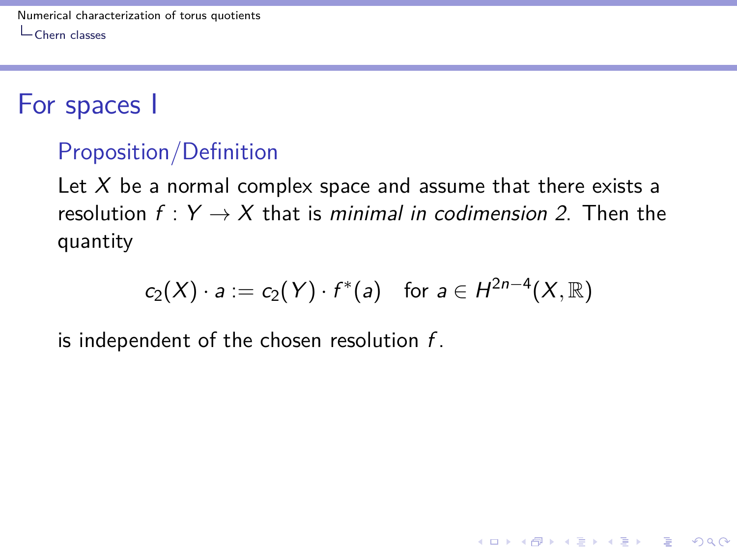# For spaces I

### Proposition/Definition

Let $X$ be a normal complex space and assume that there exists a resolution $f : Y \to X$ that is *minimal in codimension 2*. Then the quantity

$$c_2(X) \cdot a := c_2(Y) \cdot f^*(a) \quad \text{for } a \in H^{2n-4}(X, \mathbb{R})$$

is independent of the chosen resolution $f$.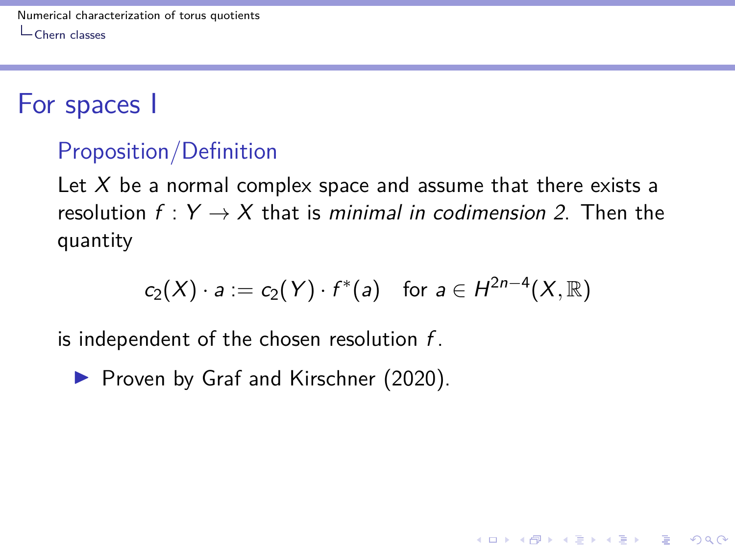# For spaces I

## Proposition/Definition

Let $X$ be a normal complex space and assume that there exists a resolution $f : Y \to X$ that is *minimal in codimension 2*. Then the quantity

$$c_2(X) \cdot a := c_2(Y) \cdot f^*(a) \quad \text{for } a \in H^{2n-4}(X, \mathbb{R})$$

is independent of the chosen resolution $f$.

- Proven by Graf and Kirschner (2020).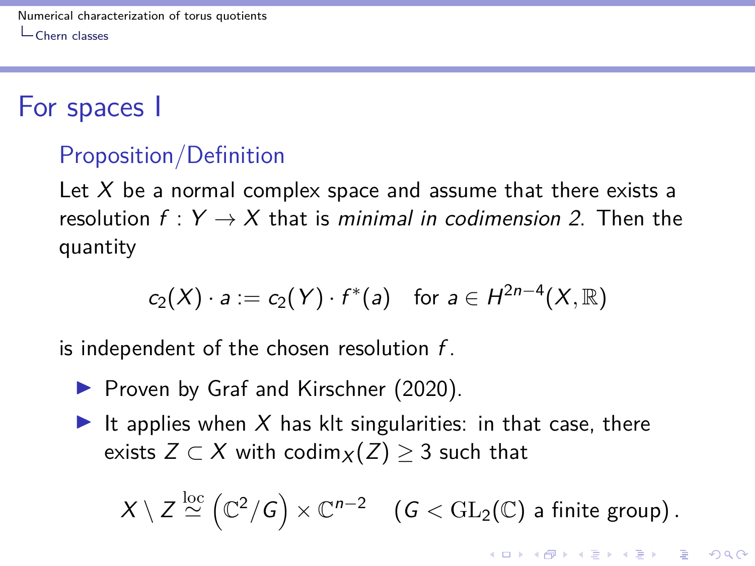# For spaces I

## Proposition/Definition

Let $X$ be a normal complex space and assume that there exists a resolution $f : Y \to X$ that is *minimal in codimension 2*. Then the quantity

$$c_2(X) \cdot a := c_2(Y) \cdot f^*(a) \quad \text{for } a \in H^{2n-4}(X, \mathbb{R})$$

is independent of the chosen resolution $f$.

- Proven by Graf and Kirschner (2020).
- It applies when $X$ has klt singularities: in that case, there exists $Z \subset X$ with $\operatorname{codim}_X(Z) \geq 3$ such that

$$X \setminus Z \overset{\text{loc}}{\simeq} \left(\mathbb{C}^2/G\right) \times \mathbb{C}^{n-2} \quad (G < \mathrm{GL}_2(\mathbb{C}) \text{ a finite group}).$$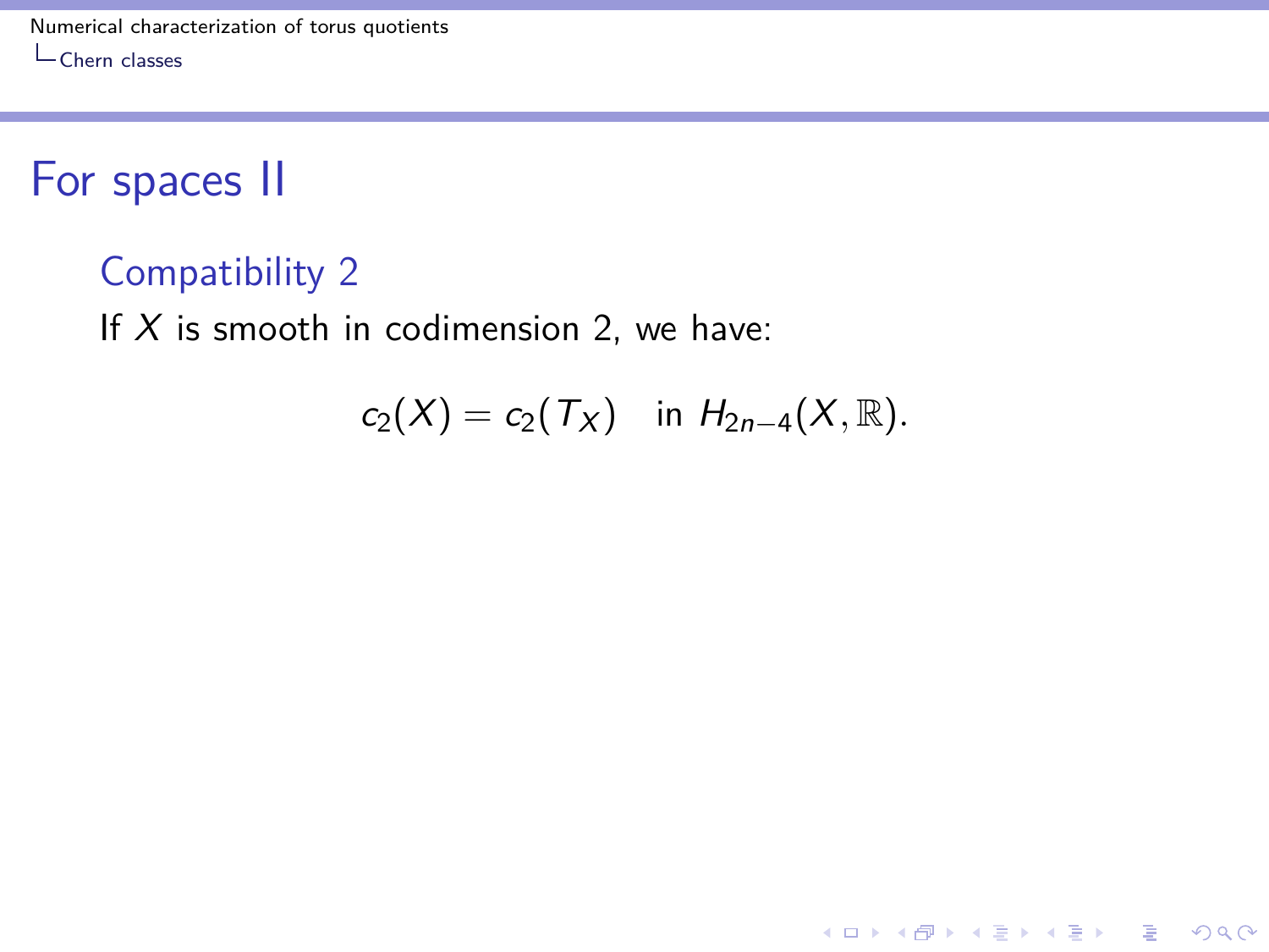# For spaces II

## Compatibility 2

If $X$ is smooth in codimension 2, we have:

$$c_2(X) = c_2(T_X) \quad \text{in } H_{2n-4}(X, \mathbb{R}).$$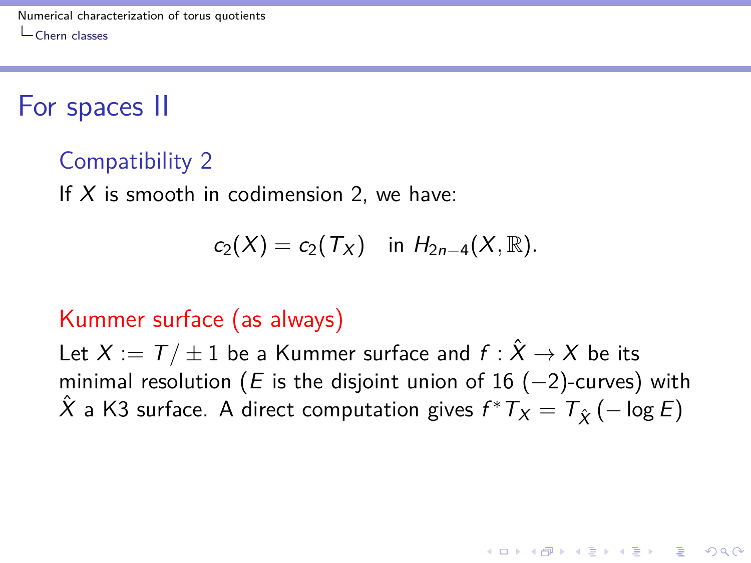# For spaces II

### Compatibility 2

If $X$ is smooth in codimension 2, we have:

$$c_2(X) = c_2(T_X) \quad \text{in } H_{2n-4}(X, \mathbb{R}).$$

### Kummer surface (as always)

Let $X := T/\pm 1$ be a Kummer surface and $f : \hat{X} \to X$ be its minimal resolution ($E$ is the disjoint union of 16 $(-2)$-curves) with $\hat{X}$ a K3 surface. A direct computation gives $f^* T_X = T_{\hat{X}}(-\log E)$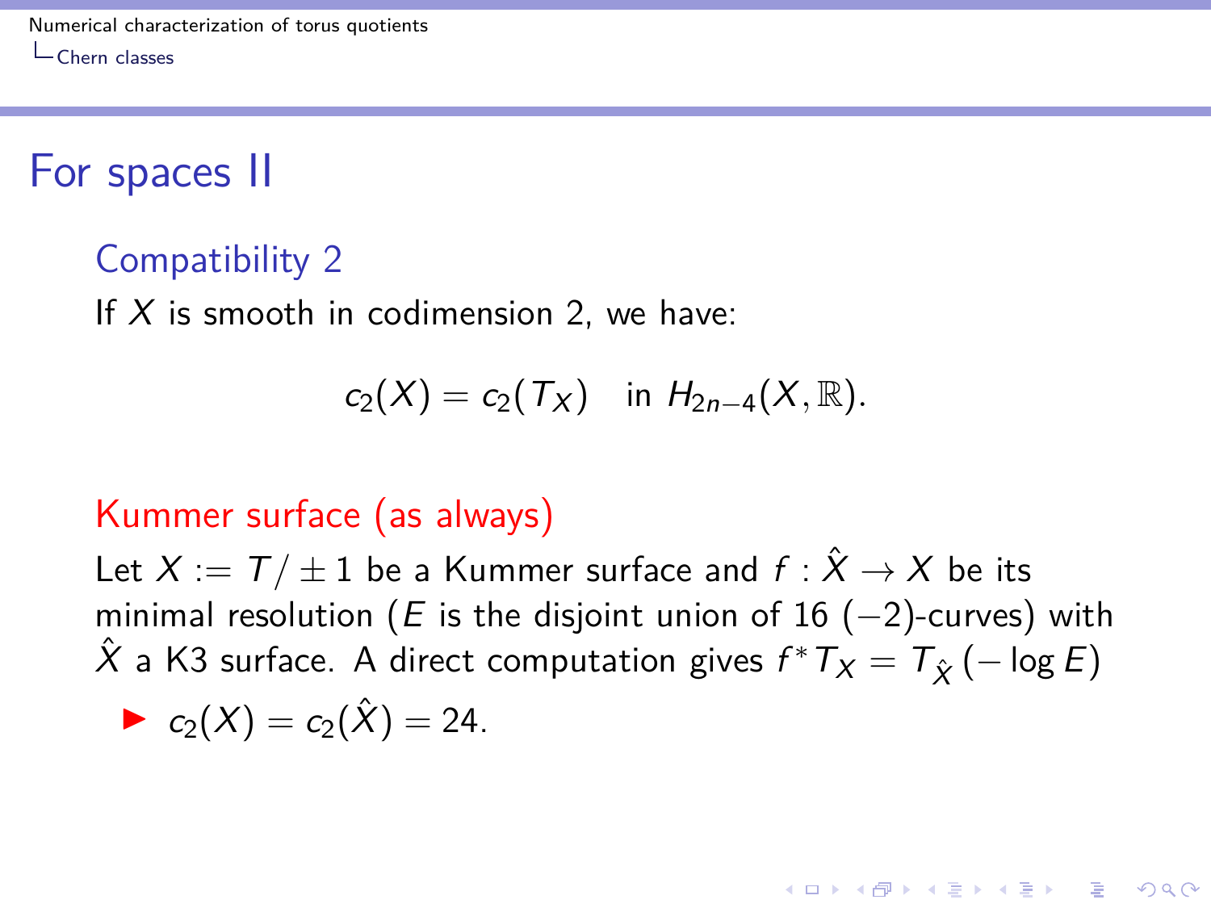# For spaces II

## Compatibility 2

If $X$ is smooth in codimension 2, we have:

$$c_2(X) = c_2(T_X) \quad \text{in } H_{2n-4}(X, \mathbb{R}).$$

## Kummer surface (as always)

Let $X := T/\pm 1$ be a Kummer surface and $f : \hat{X} \to X$ be its minimal resolution ($E$ is the disjoint union of 16 $(-2)$-curves) with $\hat{X}$ a K3 surface. A direct computation gives $f^*T_X = T_{\hat{X}}(-\log E)$

- $c_2(X) = c_2(\hat{X}) = 24.$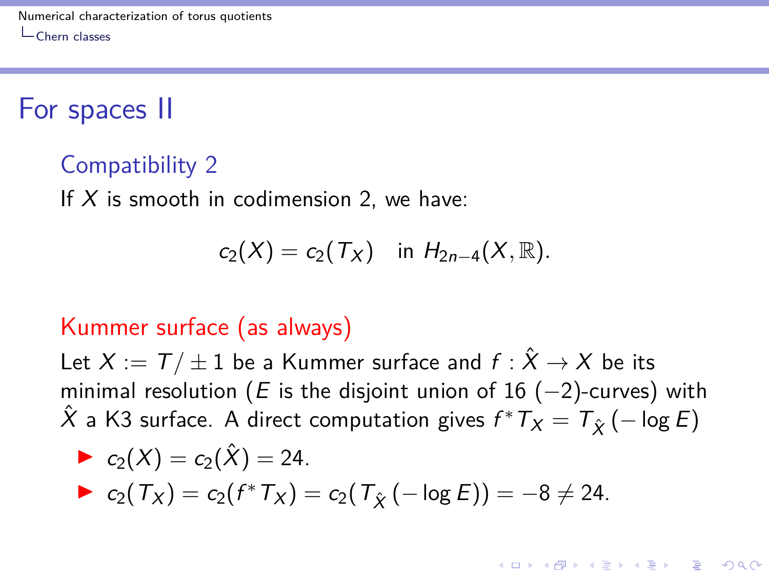## For spaces II

### Compatibility 2

If $X$ is smooth in codimension 2, we have:

$$c_2(X) = c_2(T_X) \quad \text{in } H_{2n-4}(X, \mathbb{R}).$$

### Kummer surface (as always)

Let $X := T/\pm 1$ be a Kummer surface and $f : \hat{X} \to X$ be its minimal resolution ($E$ is the disjoint union of 16 $(-2)$-curves) with $\hat{X}$ a K3 surface. A direct computation gives $f^* T_X = T_{\hat{X}}(-\log E)$

- $c_2(X) = c_2(\hat{X}) = 24.$
- $c_2(T_X) = c_2(f^* T_X) = c_2(T_{\hat{X}}(-\log E)) = -8 \neq 24.$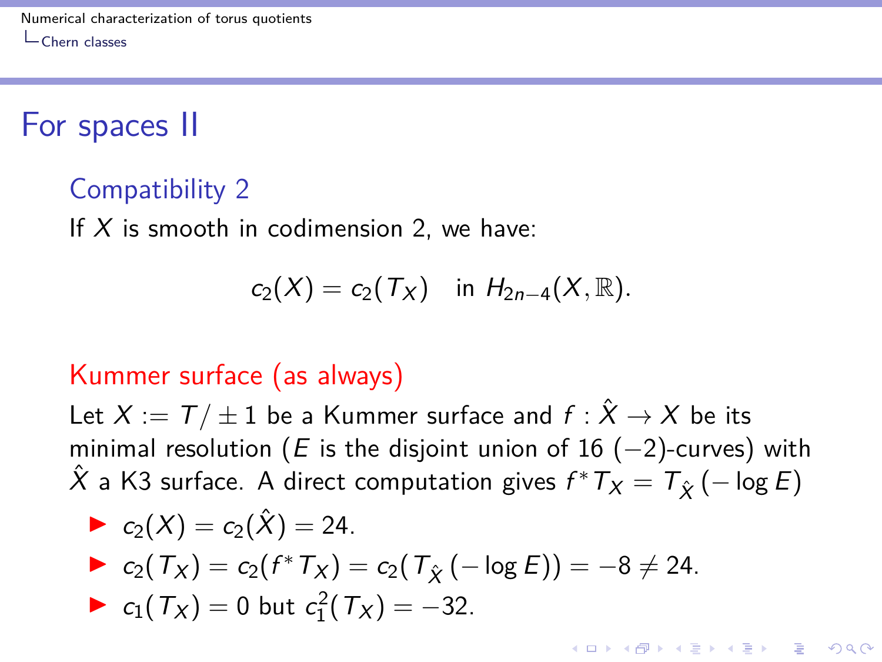# For spaces II

## Compatibility 2

If $X$ is smooth in codimension 2, we have:

$$c_2(X) = c_2(T_X) \quad \text{in } H_{2n-4}(X, \mathbb{R}).$$

## Kummer surface (as always)

Let $X := T/\pm 1$ be a Kummer surface and $f : \hat{X} \to X$ be its minimal resolution ($E$ is the disjoint union of 16 $(-2)$-curves) with $\hat{X}$ a K3 surface. A direct computation gives $f^* T_X = T_{\hat{X}}(-\log E)$

- $c_2(X) = c_2(\hat{X}) = 24.$
- $c_2(T_X) = c_2(f^* T_X) = c_2(T_{\hat{X}}(-\log E)) = -8 \neq 24.$
- $c_1(T_X) = 0$ but $c_1^2(T_X) = -32.$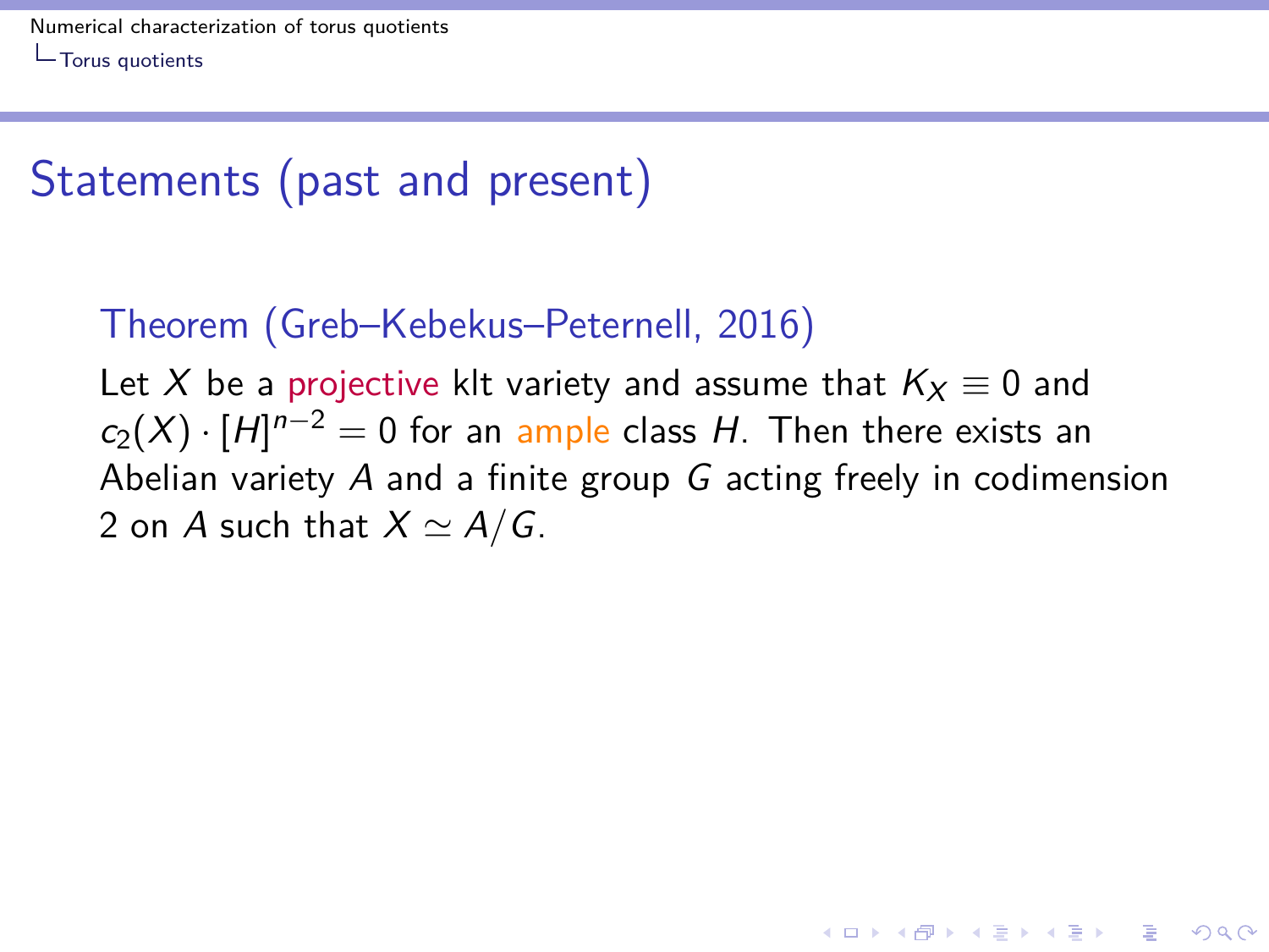## Statements (past and present)

**Theorem (Greb–Kebekus–Peternell, 2016)**

Let $X$ be a projective klt variety and assume that $K_X \equiv 0$ and $c_2(X) \cdot [H]^{n-2} = 0$ for an ample class $H$. Then there exists an Abelian variety $A$ and a finite group $G$ acting freely in codimension 2 on $A$ such that $X \simeq A/G$.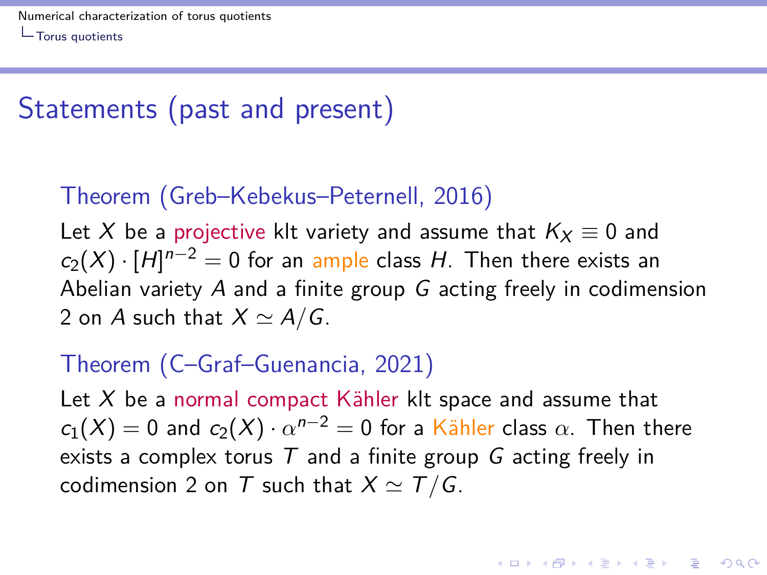## Statements (past and present)

**Theorem (Greb–Kebekus–Peternell, 2016)**

Let $X$ be a projective klt variety and assume that $K_X \equiv 0$ and $c_2(X) \cdot [H]^{n-2} = 0$ for an ample class $H$. Then there exists an Abelian variety $A$ and a finite group $G$ acting freely in codimension 2 on $A$ such that $X \simeq A/G$.

**Theorem (C–Graf–Guenancia, 2021)**

Let $X$ be a normal compact Kähler klt space and assume that $c_1(X) = 0$ and $c_2(X) \cdot \alpha^{n-2} = 0$ for a Kähler class $\alpha$. Then there exists a complex torus $T$ and a finite group $G$ acting freely in codimension 2 on $T$ such that $X \simeq T/G$.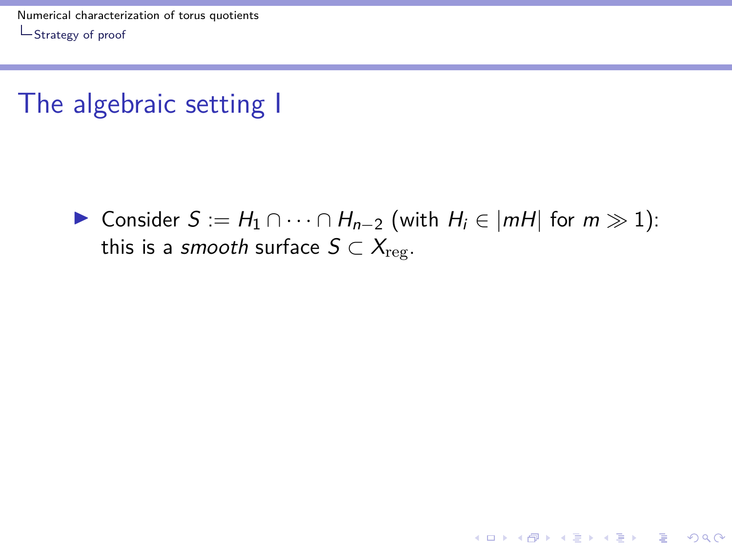# The algebraic setting I

- Consider $S := H_1 \cap \cdots \cap H_{n-2}$ (with $H_i \in |mH|$ for $m \gg 1$): this is a *smooth* surface $S \subset X_{\mathrm{reg}}$.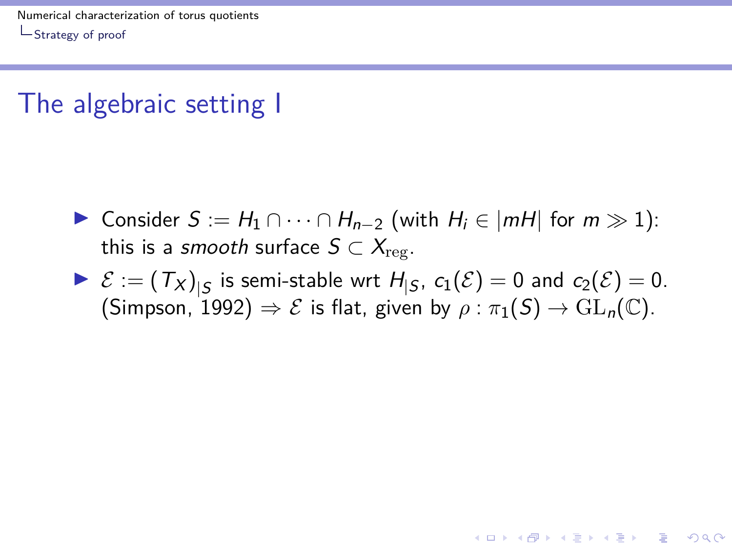# The algebraic setting I

- Consider $S := H_1 \cap \cdots \cap H_{n-2}$ (with $H_i \in |mH|$ for $m \gg 1$): this is a *smooth* surface $S \subset X_{\mathrm{reg}}$.
- $\mathcal{E} := (T_X)_{|S}$ is semi-stable wrt $H_{|S}$, $c_1(\mathcal{E}) = 0$ and $c_2(\mathcal{E}) = 0$. (Simpson, 1992) $\Rightarrow \mathcal{E}$ is flat, given by $\rho : \pi_1(S) \to \mathrm{GL}_n(\mathbb{C})$.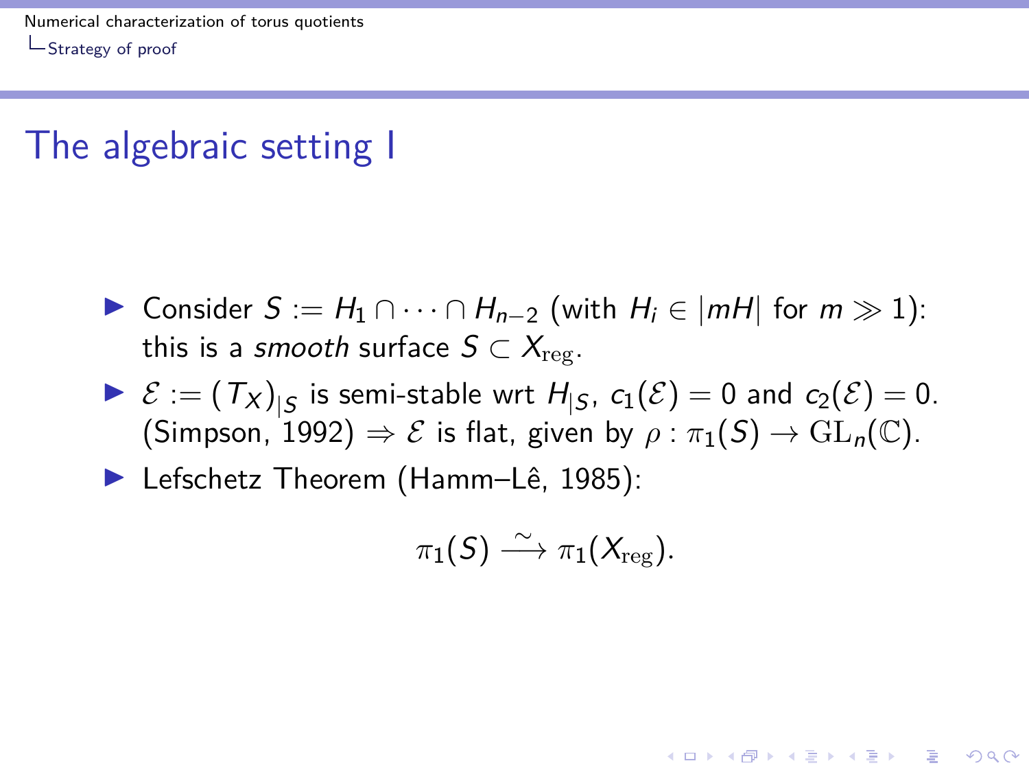# The algebraic setting I

- Consider $S := H_1 \cap \cdots \cap H_{n-2}$ (with $H_i \in |mH|$ for $m \gg 1$): this is a *smooth* surface $S \subset X_{\mathrm{reg}}$.
- $\mathcal{E} := (T_X)_{|S}$ is semi-stable wrt $H_{|S}$, $c_1(\mathcal{E}) = 0$ and $c_2(\mathcal{E}) = 0$. (Simpson, 1992) $\Rightarrow \mathcal{E}$ is flat, given by $\rho : \pi_1(S) \to \mathrm{GL}_n(\mathbb{C})$.
- Lefschetz Theorem (Hamm–Lê, 1985):

$$\pi_1(S) \xrightarrow{\sim} \pi_1(X_{\mathrm{reg}}).$$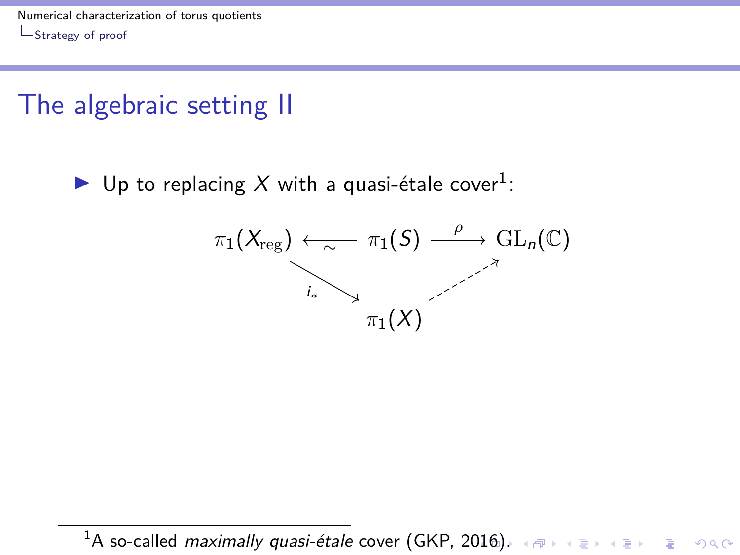## The algebraic setting II

- Up to replacing $X$ with a quasi-étale cover[1]:

$$
\begin{array}{ccccc}
\pi_1(X_{\mathrm{reg}}) & \xleftarrow{\sim} & \pi_1(S) & \xrightarrow{\rho} & \mathrm{GL}_n(\mathbb{C}) \\
& \searrow^{i_*} & & \nearrow & \\
& & \pi_1(X) & &
\end{array}
$$

[1] A so-called *maximally quasi-étale* cover (GKP, 2016).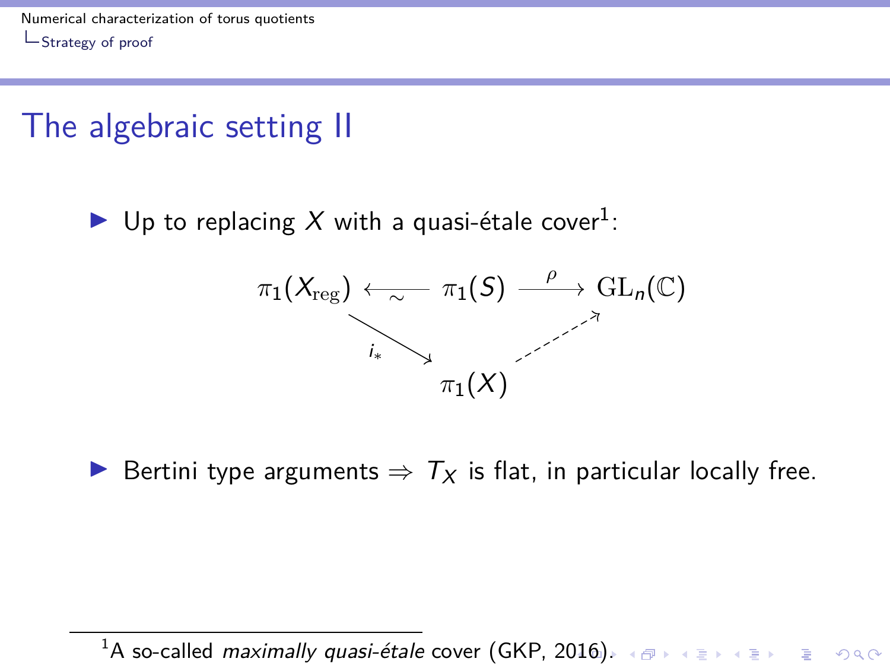# The algebraic setting II

- Up to replacing $X$ with a quasi-étale cover[1]:

$$
\begin{array}{ccccc}
\pi_1(X_{\mathrm{reg}}) & \xleftarrow{\sim} & \pi_1(S) & \xrightarrow{\rho} & \mathrm{GL}_n(\mathbb{C}) \\
& \searrow^{i_*} & & \nearrow & \\
& & \pi_1(X) & &
\end{array}
$$

- Bertini type arguments $\Rightarrow$ $T_X$ is flat, in particular locally free.

[1] A so-called *maximally quasi-étale* cover (GKP, 2016).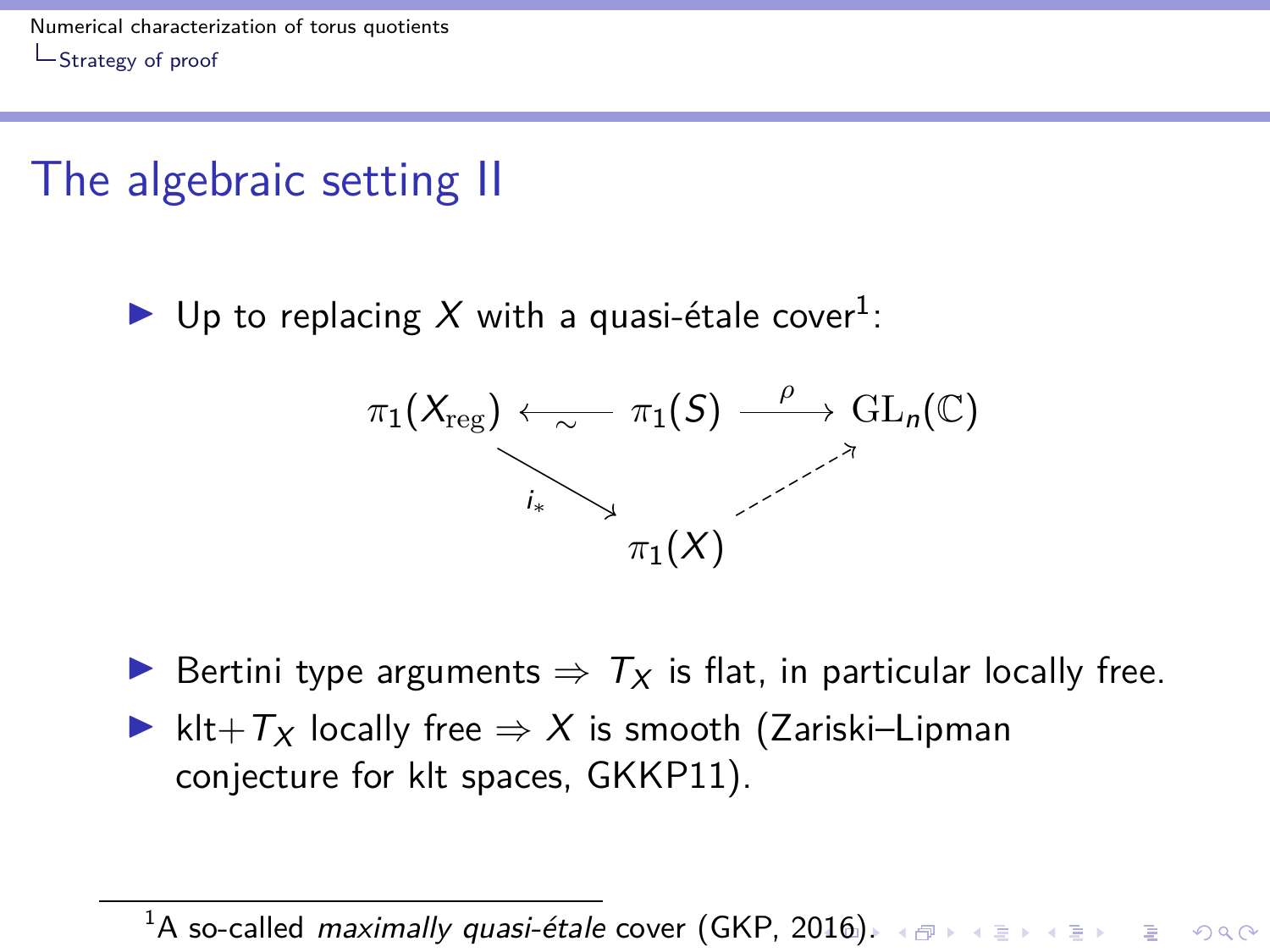## The algebraic setting II

- Up to replacing $X$ with a quasi-étale cover[1]:

$$\begin{array}{ccccc} \pi_1(X_{\mathrm{reg}}) & \xleftarrow{\sim} & \pi_1(S) & \xrightarrow{\rho} & \mathrm{GL}_n(\mathbb{C}) \\ & \searrow^{i_*} & & \nearrow & \\ & & \pi_1(X) & & \end{array}$$

- Bertini type arguments $\Rightarrow$ $T_X$ is flat, in particular locally free.
- klt+$T_X$ locally free $\Rightarrow$ $X$ is smooth (Zariski–Lipman conjecture for klt spaces, GKKP11).

[1] A so-called *maximally quasi-étale* cover (GKP, 2016).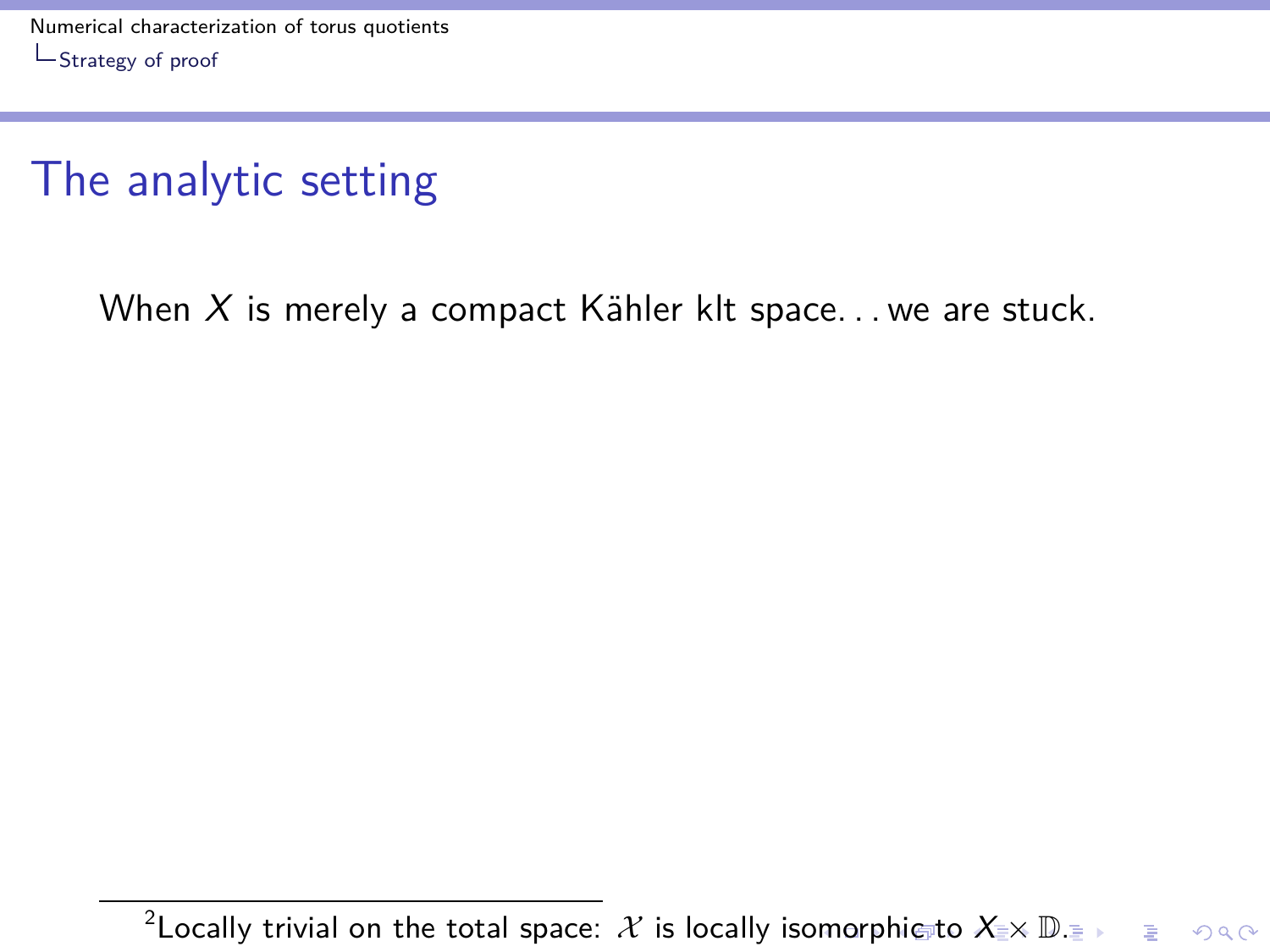# The analytic setting

When $X$ is merely a compact Kähler klt space... we are stuck.

---

[2] Locally trivial on the total space: $\mathcal{X}$ is locally isomorphic to $X \times \mathbb{D}$.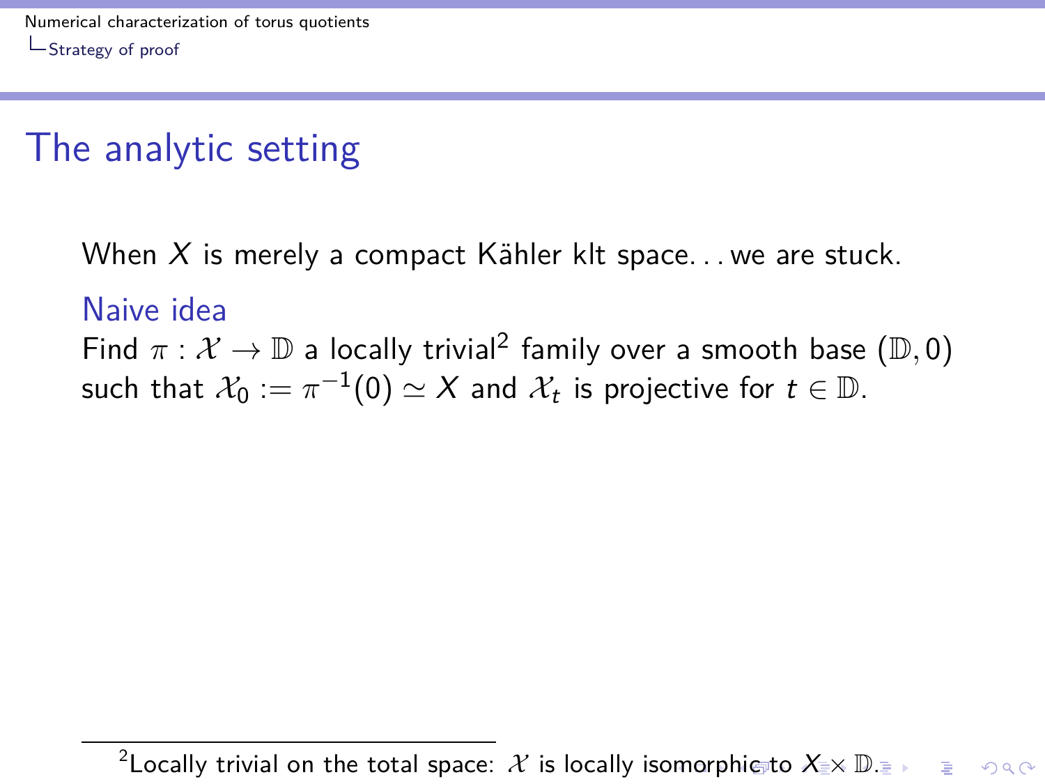## The analytic setting

When $X$ is merely a compact Kähler klt space... we are stuck.

### Naive idea

Find $\pi : \mathcal{X} \to \mathbb{D}$ a locally trivial[2] family over a smooth base $(\mathbb{D}, 0)$ such that $\mathcal{X}_0 := \pi^{-1}(0) \simeq X$ and $\mathcal{X}_t$ is projective for $t \in \mathbb{D}$.

---

[2] Locally trivial on the total space: $\mathcal{X}$ is locally isomorphic to $X \times \mathbb{D}$.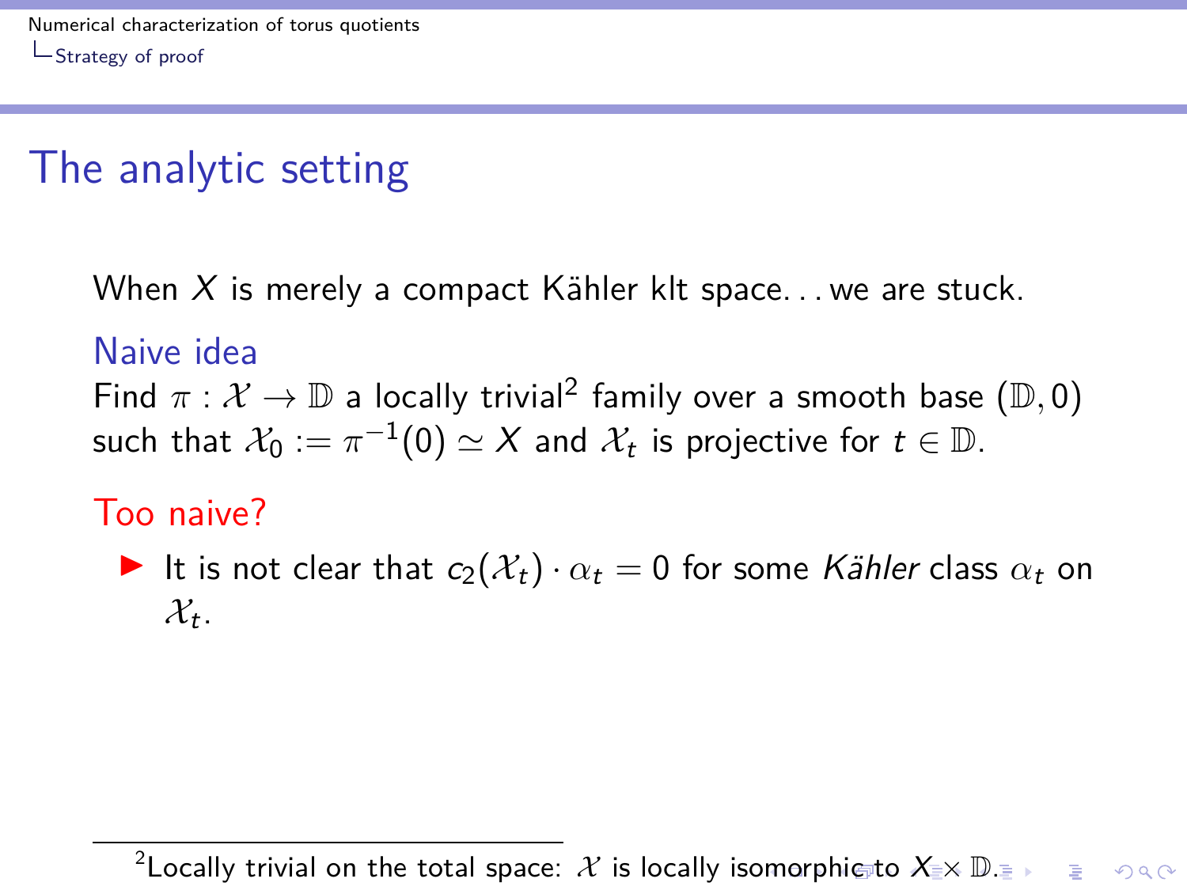## The analytic setting

When $X$ is merely a compact Kähler klt space... we are stuck.

### Naive idea

Find $\pi : \mathcal{X} \to \mathbb{D}$ a locally trivial[2] family over a smooth base $(\mathbb{D}, 0)$ such that $\mathcal{X}_0 := \pi^{-1}(0) \simeq X$ and $\mathcal{X}_t$ is projective for $t \in \mathbb{D}$.

### Too naive?

- It is not clear that $c_2(\mathcal{X}_t) \cdot \alpha_t = 0$ for some *Kähler* class $\alpha_t$ on $\mathcal{X}_t$.

[2] Locally trivial on the total space: $\mathcal{X}$ is locally isomorphic to $X \times \mathbb{D}$.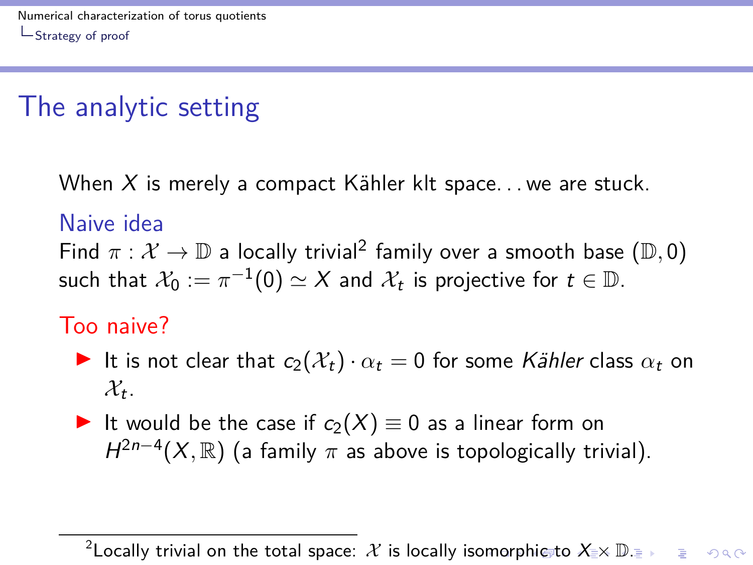# The analytic setting

When $X$ is merely a compact Kähler klt space... we are stuck.

### Naive idea

Find $\pi : \mathcal{X} \to \mathbb{D}$ a locally trivial[2] family over a smooth base $(\mathbb{D}, 0)$ such that $\mathcal{X}_0 := \pi^{-1}(0) \simeq X$ and $\mathcal{X}_t$ is projective for $t \in \mathbb{D}$.

### Too naive?

- It is not clear that $c_2(\mathcal{X}_t) \cdot \alpha_t = 0$ for some *Kähler* class $\alpha_t$ on $\mathcal{X}_t$.
- It would be the case if $c_2(X) \equiv 0$ as a linear form on $H^{2n-4}(X, \mathbb{R})$ (a family $\pi$ as above is topologically trivial).

[2] Locally trivial on the total space: $\mathcal{X}$ is locally isomorphic to $X \times \mathbb{D}$.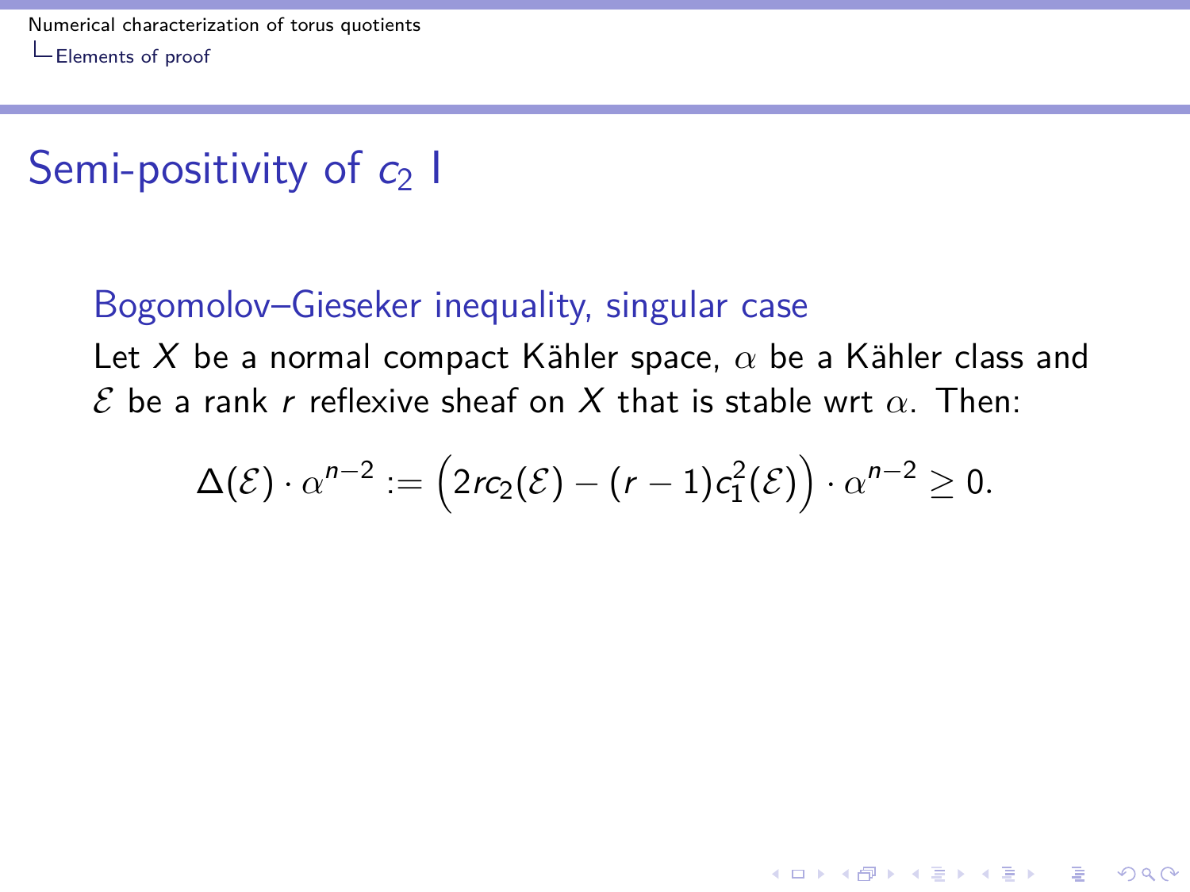# Semi-positivity of $c_2$ I

### Bogomolov–Gieseker inequality, singular case

Let $X$ be a normal compact Kähler space, $\alpha$ be a Kähler class and $\mathcal{E}$ be a rank $r$ reflexive sheaf on $X$ that is stable wrt $\alpha$. Then:

$$\Delta(\mathcal{E}) \cdot \alpha^{n-2} := \Big(2rc_2(\mathcal{E}) - (r-1)c_1^2(\mathcal{E})\Big) \cdot \alpha^{n-2} \geq 0.$$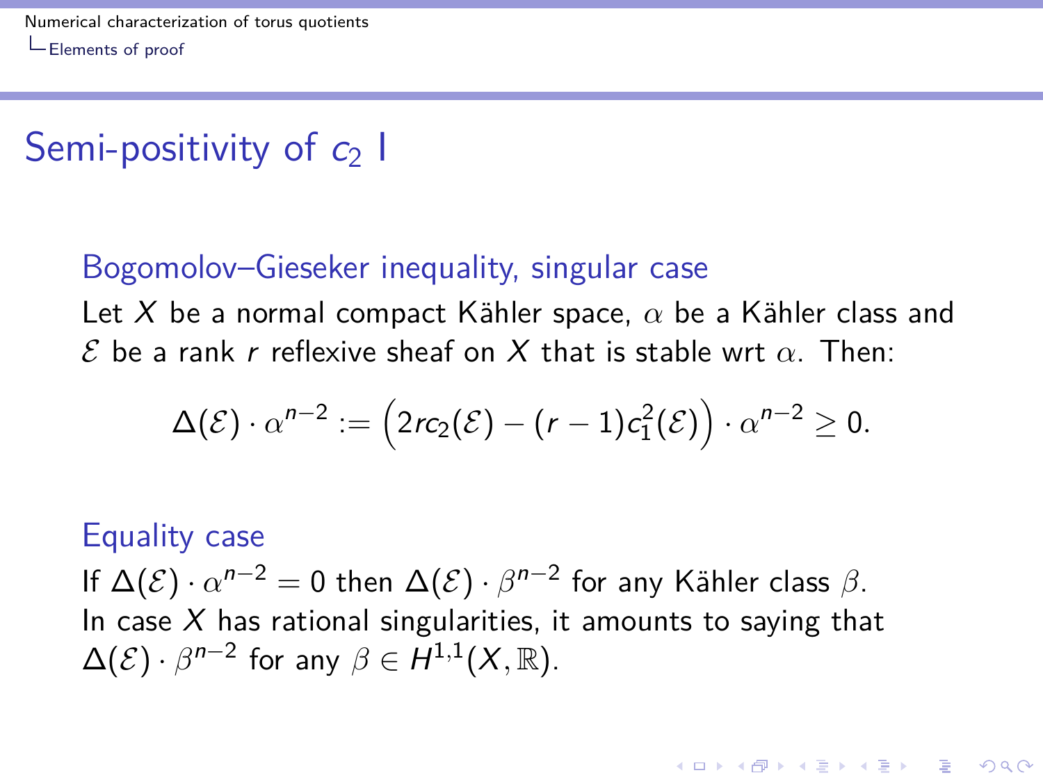# Semi-positivity of $c_2$ I

### Bogomolov–Gieseker inequality, singular case

Let $X$ be a normal compact Kähler space, $\alpha$ be a Kähler class and $\mathcal{E}$ be a rank $r$ reflexive sheaf on $X$ that is stable wrt $\alpha$. Then:

$$\Delta(\mathcal{E}) \cdot \alpha^{n-2} := \Big(2rc_2(\mathcal{E}) - (r-1)c_1^2(\mathcal{E})\Big) \cdot \alpha^{n-2} \geq 0.$$

### Equality case

If $\Delta(\mathcal{E}) \cdot \alpha^{n-2} = 0$ then $\Delta(\mathcal{E}) \cdot \beta^{n-2}$ for any Kähler class $\beta$.
In case $X$ has rational singularities, it amounts to saying that $\Delta(\mathcal{E}) \cdot \beta^{n-2}$ for any $\beta \in H^{1,1}(X, \mathbb{R})$.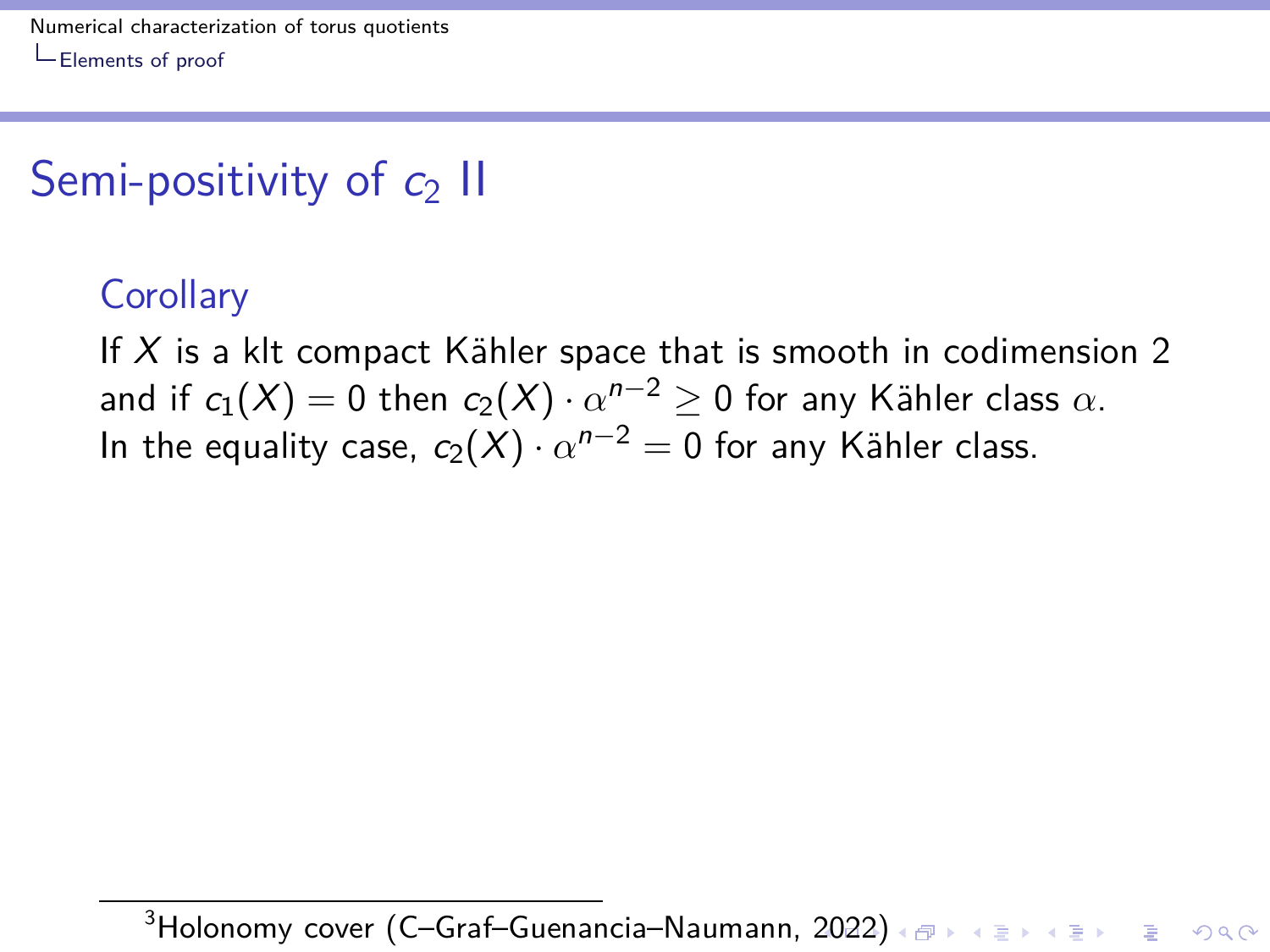## Semi-positivity of $c_2$ II

### Corollary

If $X$ is a klt compact Kähler space that is smooth in codimension 2 and if $c_1(X) = 0$ then $c_2(X) \cdot \alpha^{n-2} \geq 0$ for any Kähler class $\alpha$. In the equality case, $c_2(X) \cdot \alpha^{n-2} = 0$ for any Kähler class.

[3] Holonomy cover (C–Graf–Guenancia–Naumann, 2022)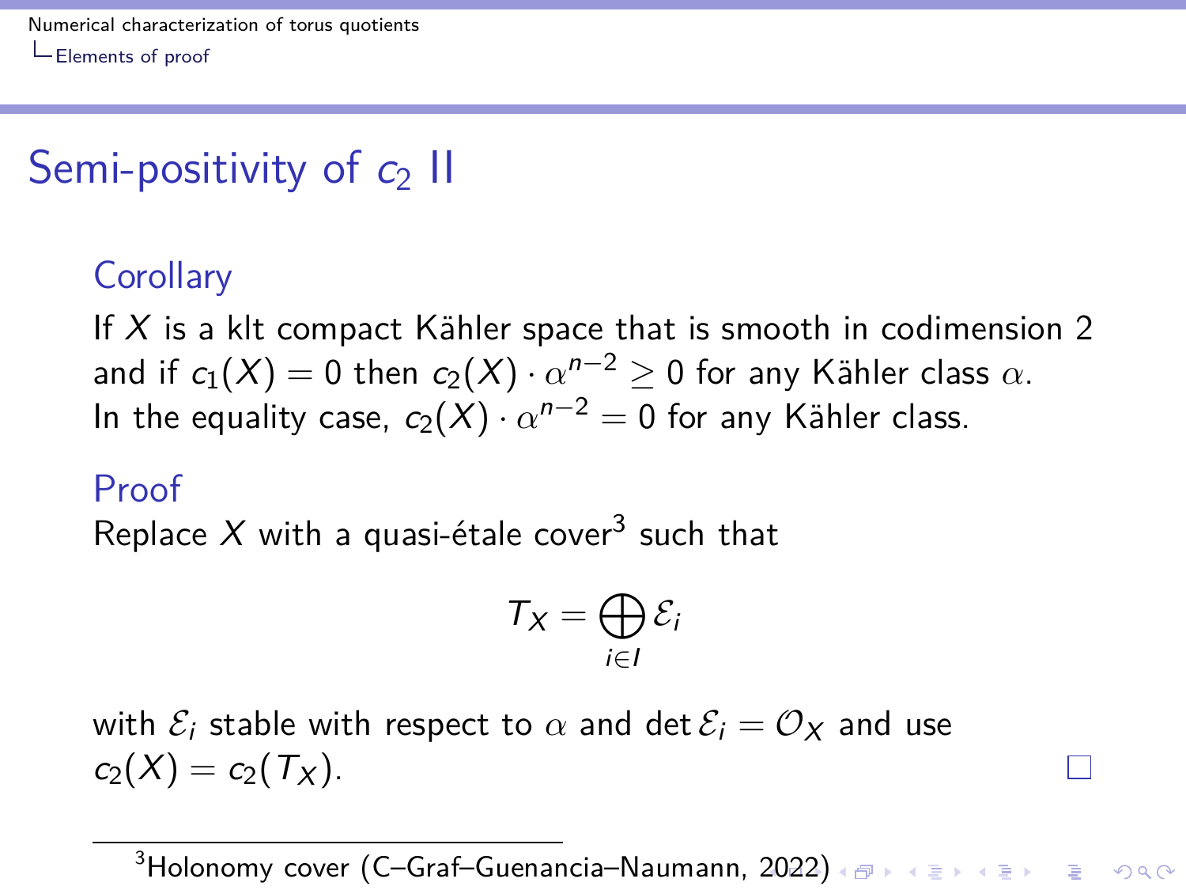# Semi-positivity of $c_2$ II

## Corollary

If $X$ is a klt compact Kähler space that is smooth in codimension 2 and if $c_1(X) = 0$ then $c_2(X) \cdot \alpha^{n-2} \geq 0$ for any Kähler class $\alpha$. In the equality case, $c_2(X) \cdot \alpha^{n-2} = 0$ for any Kähler class.

## Proof

Replace $X$ with a quasi-étale cover[3] such that

$$T_X = \bigoplus_{i \in I} \mathcal{E}_i$$

with $\mathcal{E}_i$ stable with respect to $\alpha$ and $\det \mathcal{E}_i = \mathcal{O}_X$ and use $c_2(X) = c_2(T_X)$. □

---

[3] Holonomy cover (C–Graf–Guenancia–Naumann, 2022)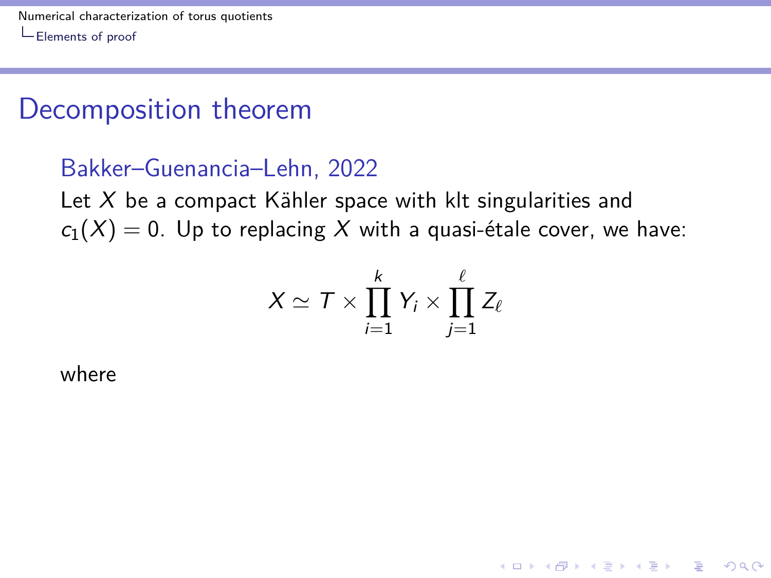## Decomposition theorem

### Bakker–Guenancia–Lehn, 2022

Let $X$ be a compact Kähler space with klt singularities and $c_1(X) = 0$. Up to replacing $X$ with a quasi-étale cover, we have:

$$X \simeq T \times \prod_{i=1}^{k} Y_i \times \prod_{j=1}^{\ell} Z_\ell$$

where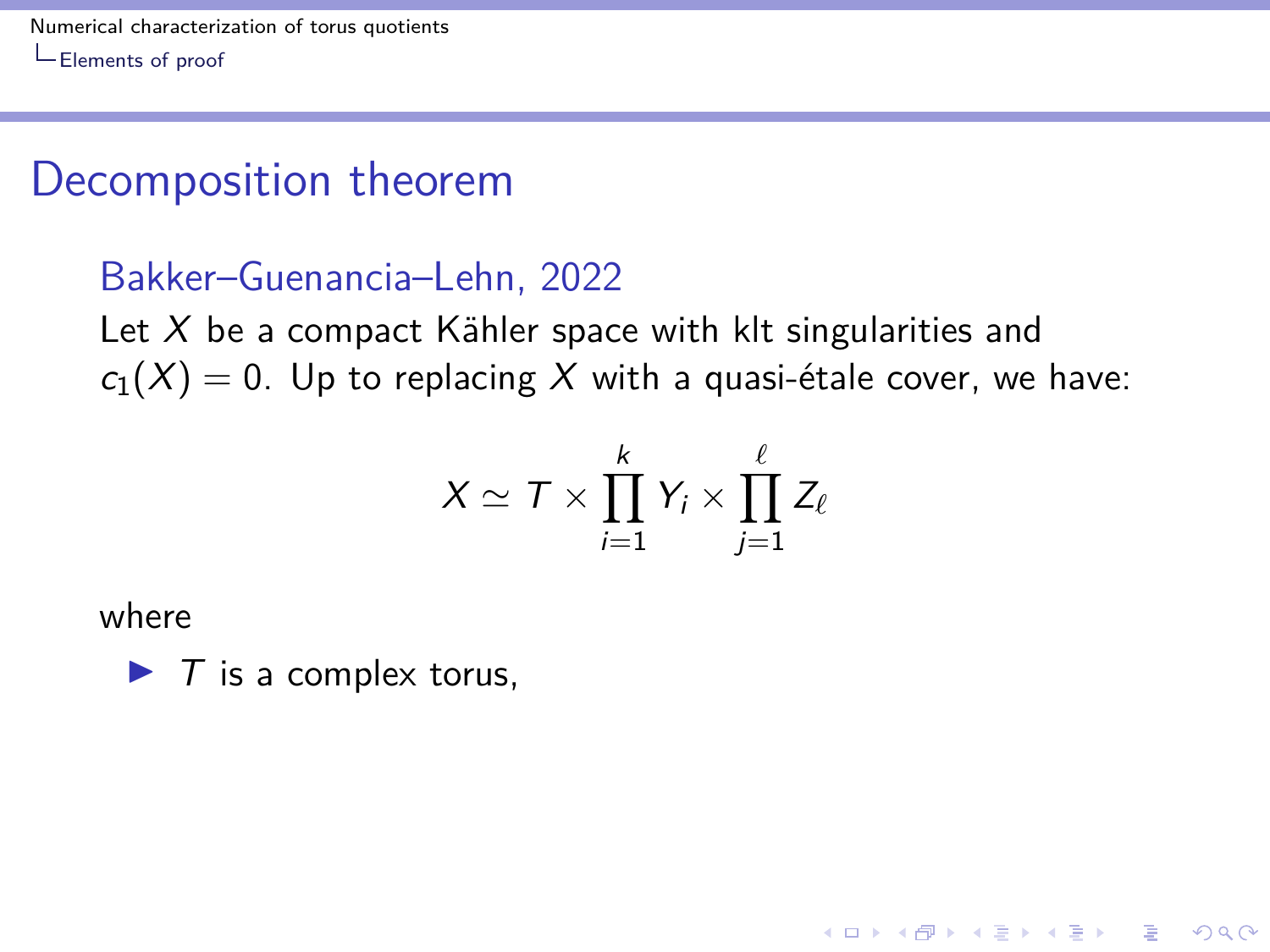# Decomposition theorem

### Bakker–Guenancia–Lehn, 2022

Let $X$ be a compact Kähler space with klt singularities and $c_1(X) = 0$. Up to replacing $X$ with a quasi-étale cover, we have:

$$X \simeq T \times \prod_{i=1}^{k} Y_i \times \prod_{j=1}^{\ell} Z_\ell$$

where

- $T$ is a complex torus,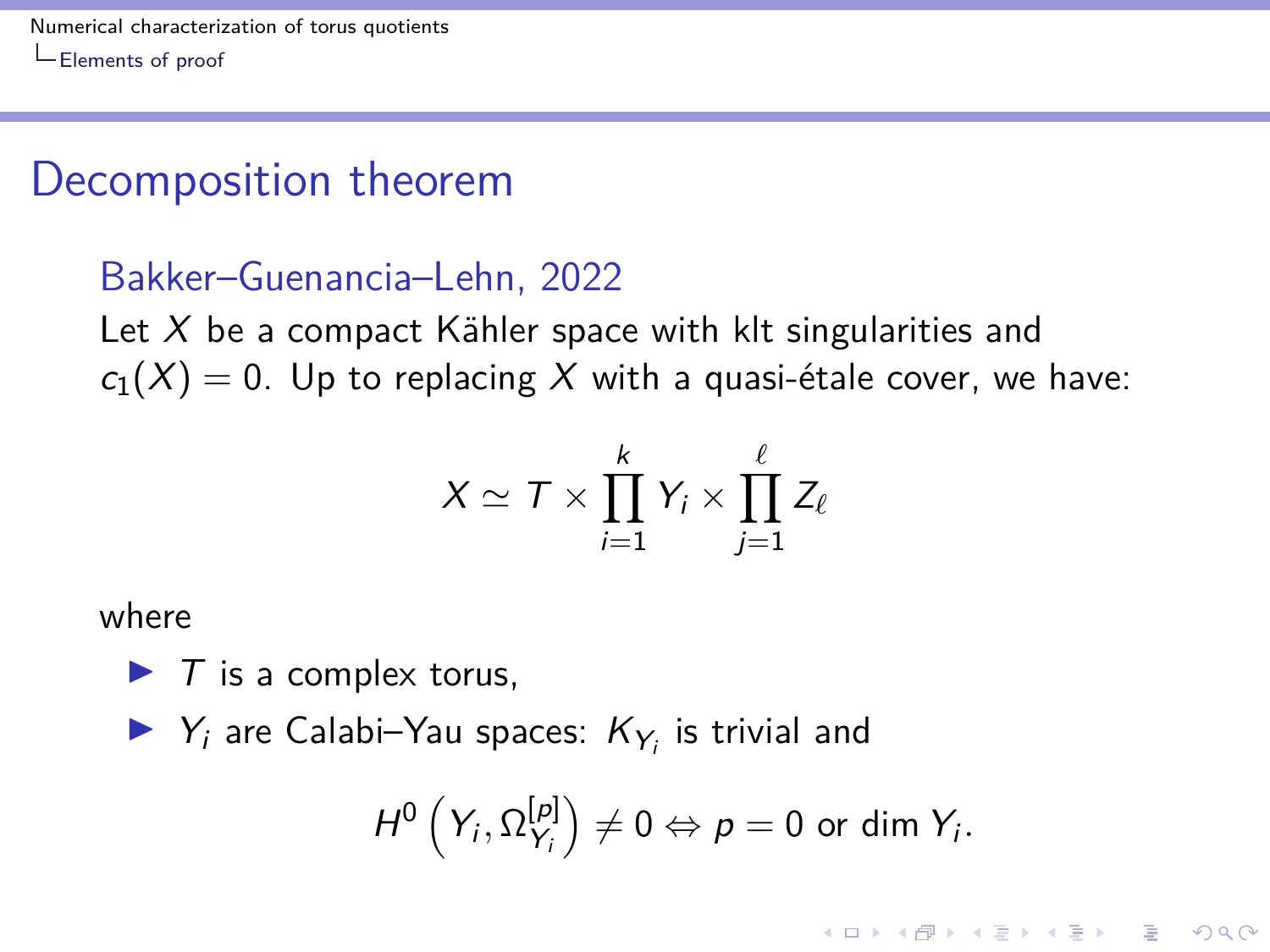# Decomposition theorem

## Bakker–Guenancia–Lehn, 2022

Let $X$ be a compact Kähler space with klt singularities and $c_1(X) = 0$. Up to replacing $X$ with a quasi-étale cover, we have:

$$X \simeq T \times \prod_{i=1}^{k} Y_i \times \prod_{j=1}^{\ell} Z_\ell$$

where

- $T$ is a complex torus,
- $Y_i$ are Calabi–Yau spaces: $K_{Y_i}$ is trivial and

$$H^0\left(Y_i, \Omega_{Y_i}^{[p]}\right) \neq 0 \Leftrightarrow p = 0 \text{ or } \dim Y_i.$$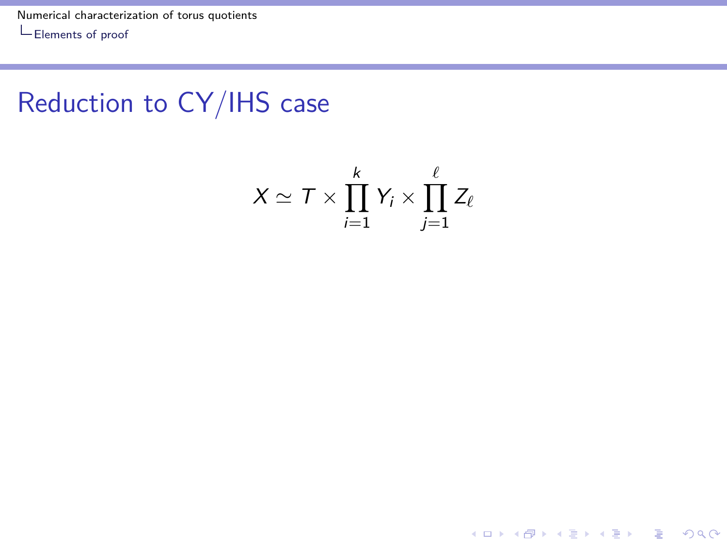# Reduction to CY/IHS case

$$X \simeq T \times \prod_{i=1}^{k} Y_i \times \prod_{j=1}^{\ell} Z_\ell$$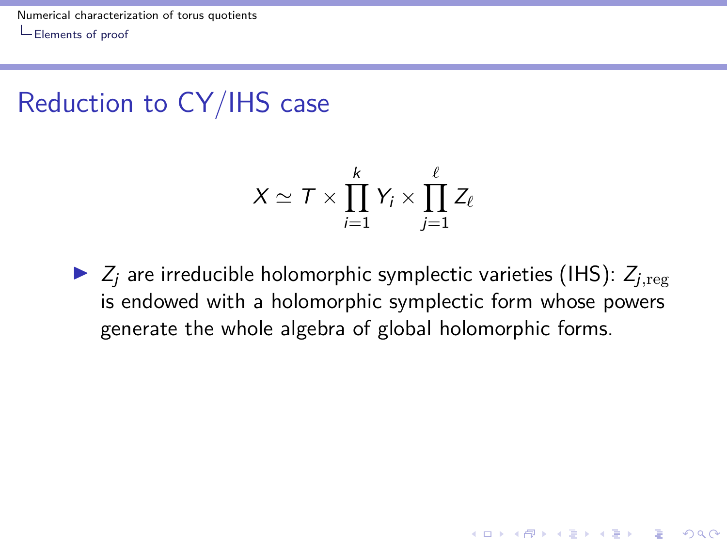# Reduction to CY/IHS case

$$X \simeq T \times \prod_{i=1}^{k} Y_i \times \prod_{j=1}^{\ell} Z_\ell$$

- $Z_j$ are irreducible holomorphic symplectic varieties (IHS): $Z_{j,\mathrm{reg}}$ is endowed with a holomorphic symplectic form whose powers generate the whole algebra of global holomorphic forms.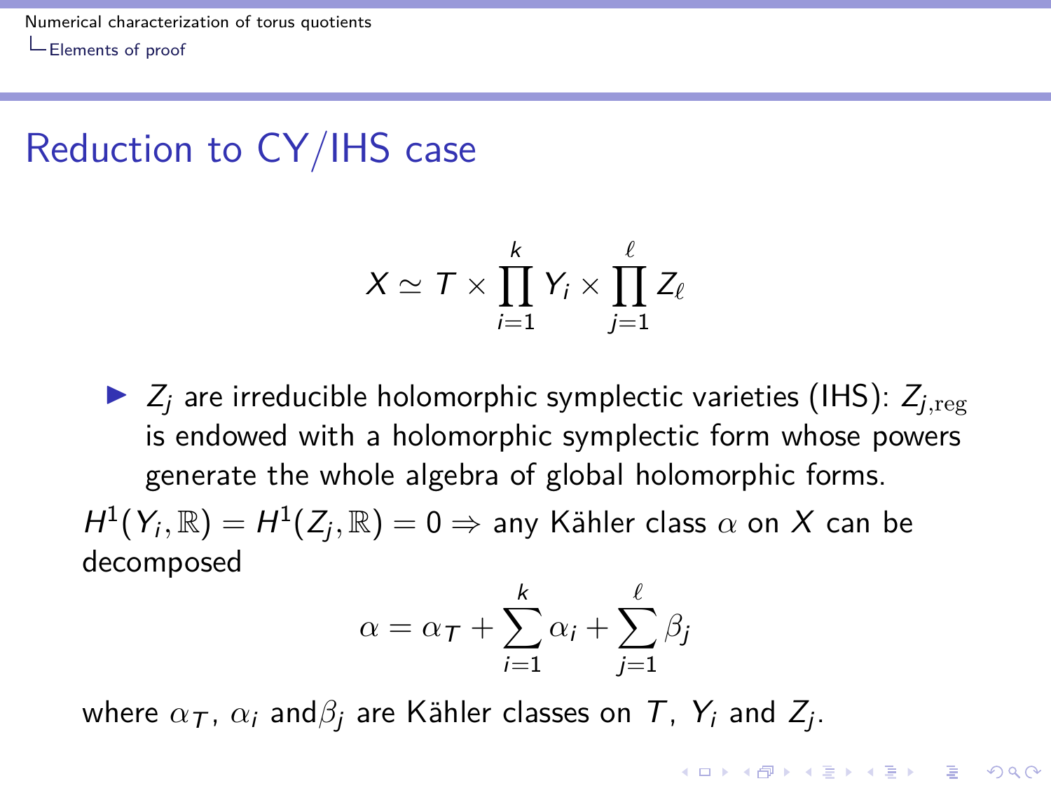## Reduction to CY/IHS case

$$X \simeq T \times \prod_{i=1}^{k} Y_i \times \prod_{j=1}^{\ell} Z_\ell$$

- $Z_j$ are irreducible holomorphic symplectic varieties (IHS): $Z_{j,\mathrm{reg}}$ is endowed with a holomorphic symplectic form whose powers generate the whole algebra of global holomorphic forms.

$H^1(Y_i, \mathbb{R}) = H^1(Z_j, \mathbb{R}) = 0 \Rightarrow$ any Kähler class $\alpha$ on $X$ can be decomposed

$$\alpha = \alpha_T + \sum_{i=1}^{k} \alpha_i + \sum_{j=1}^{\ell} \beta_j$$

where $\alpha_T$, $\alpha_i$ and$\beta_j$ are Kähler classes on $T$, $Y_i$ and $Z_j$.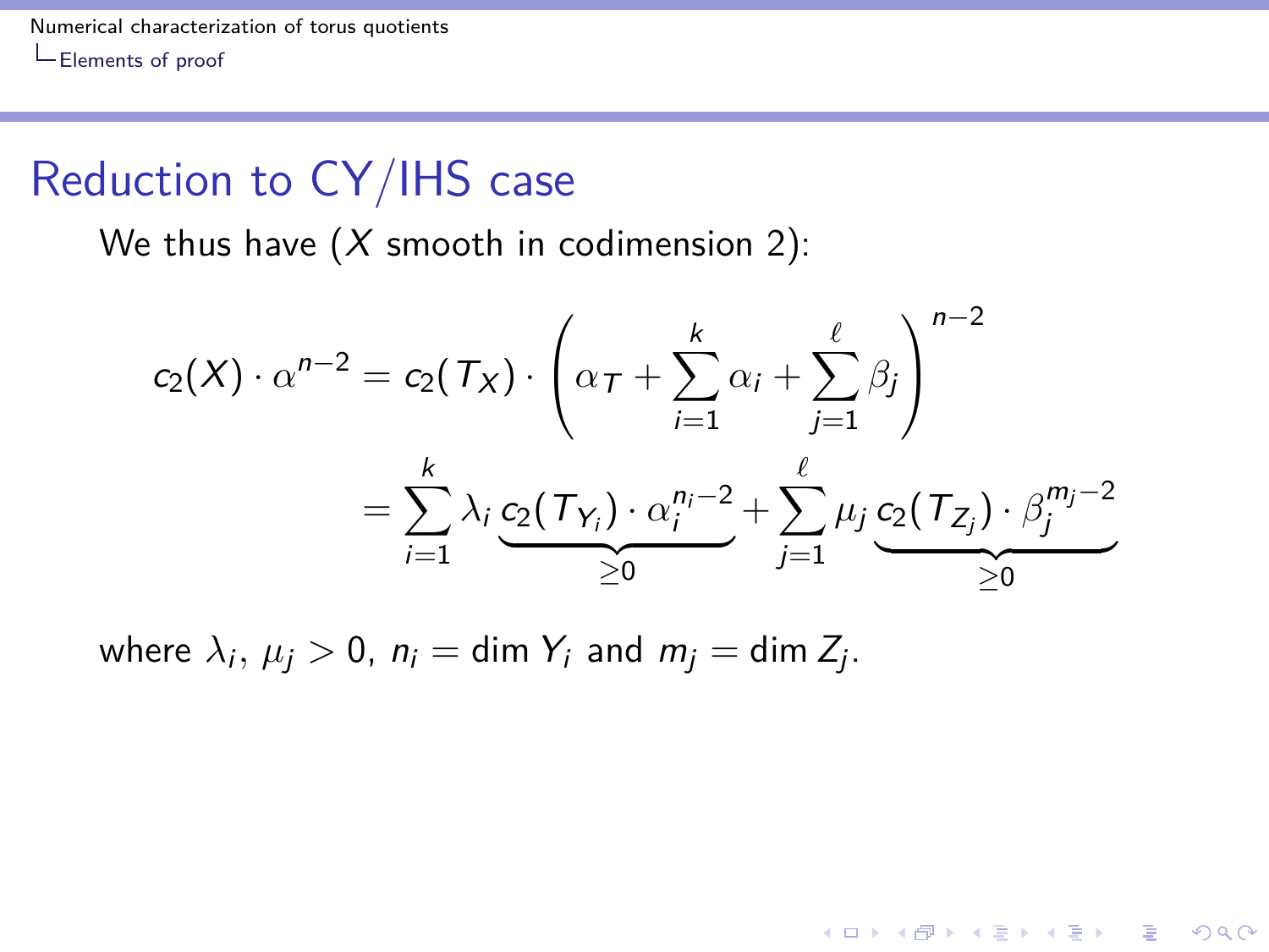## Reduction to CY/IHS case

We thus have ($X$ smooth in codimension 2):

$$
\begin{aligned}
c_2(X) \cdot \alpha^{n-2} &= c_2(T_X) \cdot \left( \alpha_T + \sum_{i=1}^{k} \alpha_i + \sum_{j=1}^{\ell} \beta_j \right)^{n-2} \\
&= \sum_{i=1}^{k} \lambda_i \underbrace{c_2(T_{Y_i}) \cdot \alpha_i^{n_i - 2}}_{\geq 0} + \sum_{j=1}^{\ell} \mu_j \underbrace{c_2(T_{Z_j}) \cdot \beta_j^{m_j - 2}}_{\geq 0}
\end{aligned}
$$

where $\lambda_i$, $\mu_j > 0$, $n_i = \dim Y_i$ and $m_j = \dim Z_j$.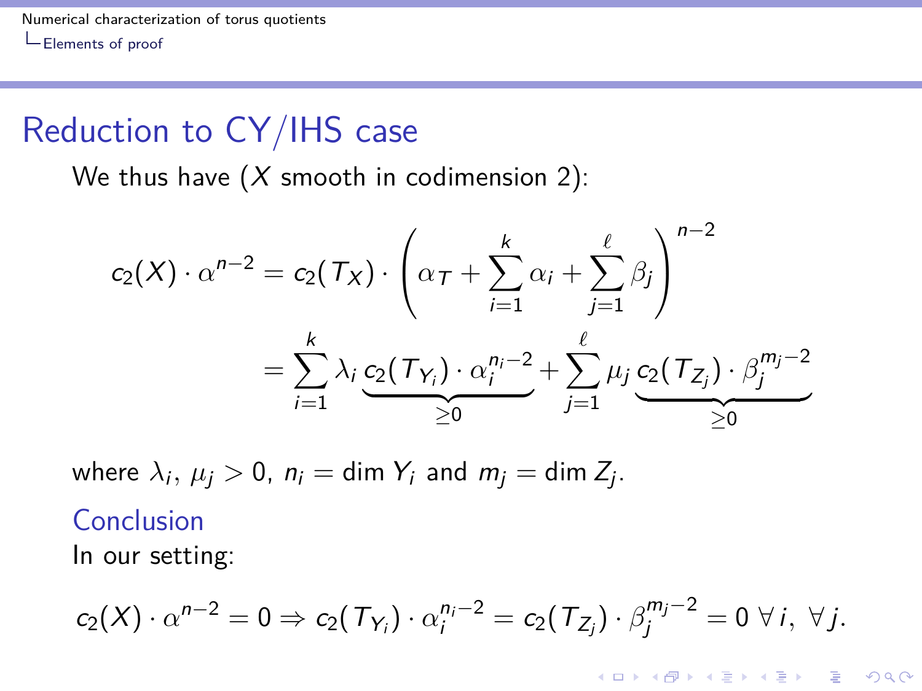## Reduction to CY/IHS case

We thus have ($X$ smooth in codimension 2):

$$
\begin{aligned}
c_2(X)\cdot\alpha^{n-2} &= c_2(T_X)\cdot\left(\alpha_T+\sum_{i=1}^{k}\alpha_i+\sum_{j=1}^{\ell}\beta_j\right)^{n-2}\\
&= \sum_{i=1}^{k}\lambda_i\underbrace{c_2(T_{Y_i})\cdot\alpha_i^{n_i-2}}_{\geq 0}+\sum_{j=1}^{\ell}\mu_j\underbrace{c_2(T_{Z_j})\cdot\beta_j^{m_j-2}}_{\geq 0}
\end{aligned}
$$

where $\lambda_i,\ \mu_j>0$, $n_i=\dim Y_i$ and $m_j=\dim Z_j$.

### Conclusion

In our setting:

$$
c_2(X)\cdot\alpha^{n-2}=0\Rightarrow c_2(T_{Y_i})\cdot\alpha_i^{n_i-2}=c_2(T_{Z_j})\cdot\beta_j^{m_j-2}=0\ \forall\, i,\ \forall\, j.
$$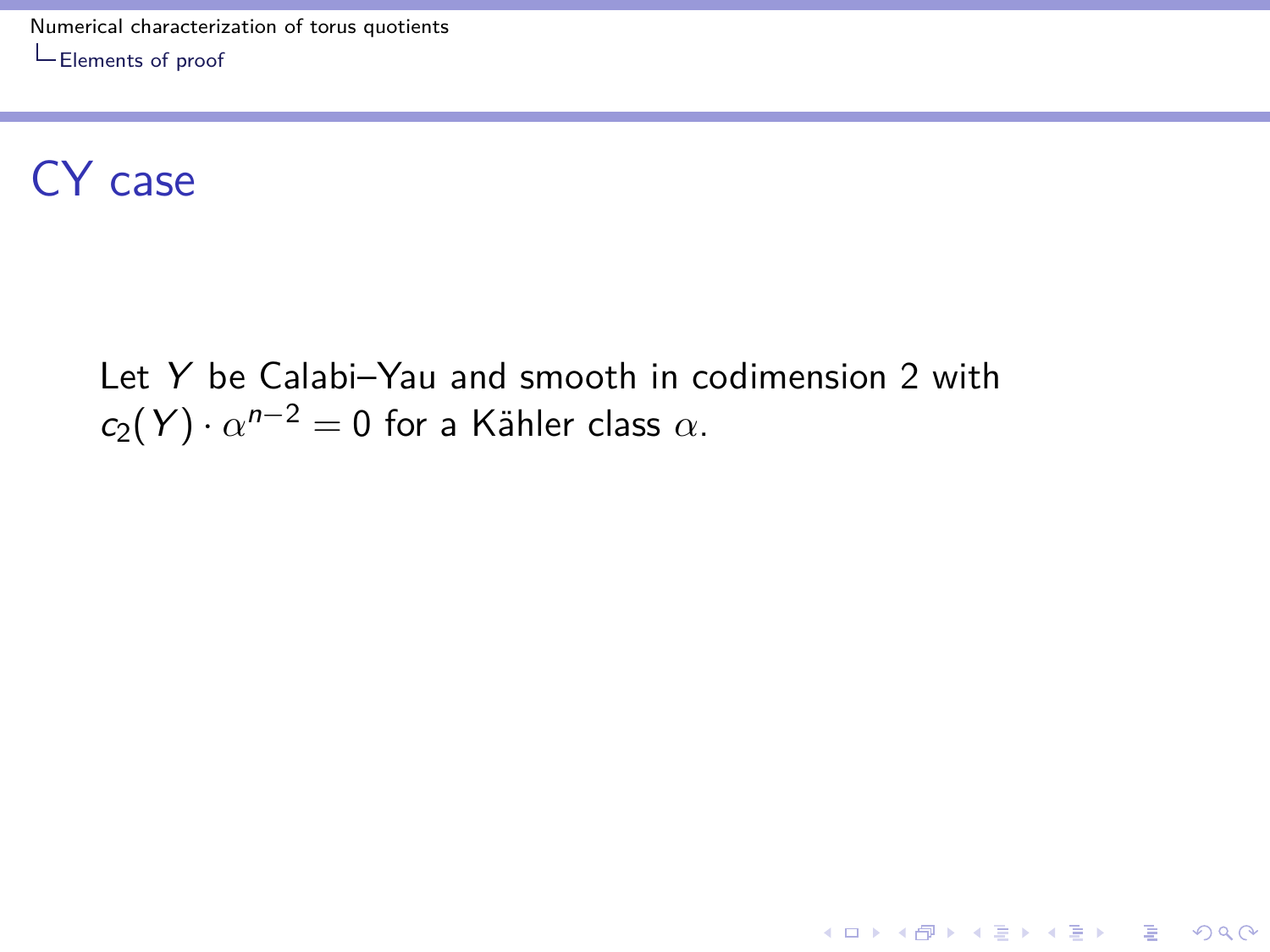# CY case

Let $Y$ be Calabi–Yau and smooth in codimension 2 with $c_2(Y) \cdot \alpha^{n-2} = 0$ for a Kähler class $\alpha$.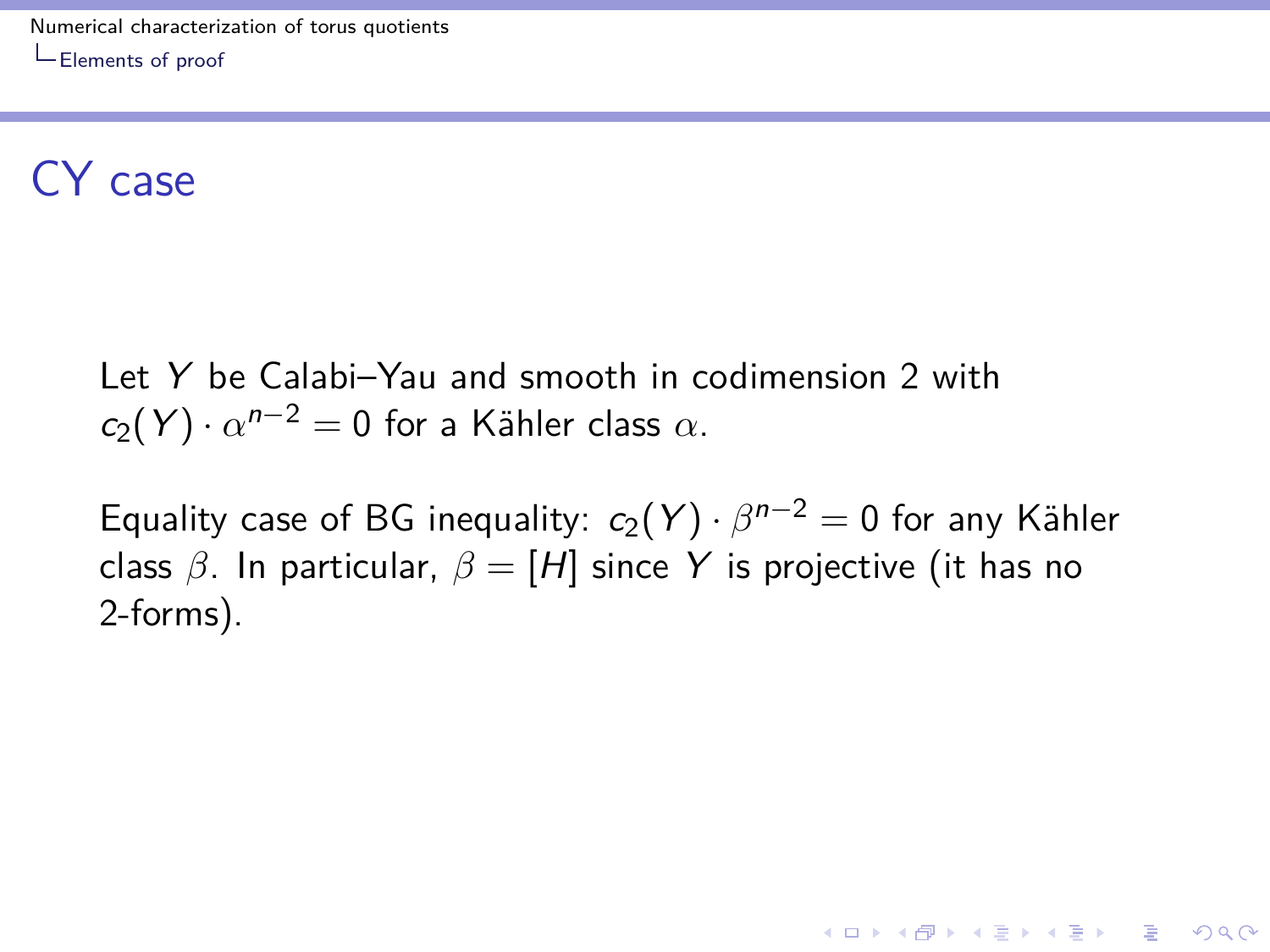# CY case

Let $Y$ be Calabi–Yau and smooth in codimension 2 with $c_2(Y) \cdot \alpha^{n-2} = 0$ for a Kähler class $\alpha$.

Equality case of BG inequality: $c_2(Y) \cdot \beta^{n-2} = 0$ for any Kähler class $\beta$. In particular, $\beta = [H]$ since $Y$ is projective (it has no 2-forms).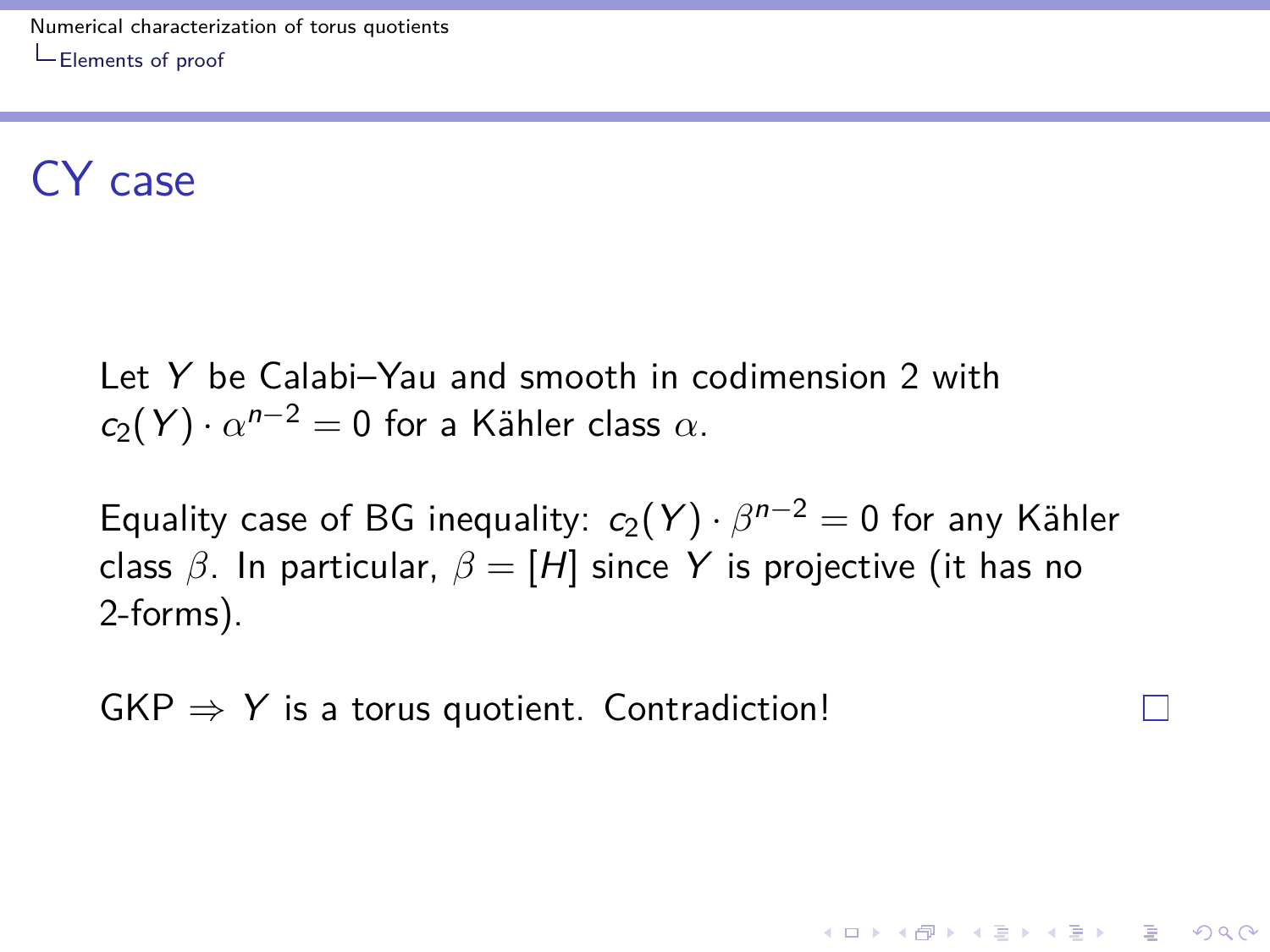# CY case

Let $Y$ be Calabi–Yau and smooth in codimension 2 with $c_2(Y) \cdot \alpha^{n-2} = 0$ for a Kähler class $\alpha$.

Equality case of BG inequality: $c_2(Y) \cdot \beta^{n-2} = 0$ for any Kähler class $\beta$. In particular, $\beta = [H]$ since $Y$ is projective (it has no 2-forms).

GKP $\Rightarrow$ $Y$ is a torus quotient. Contradiction! □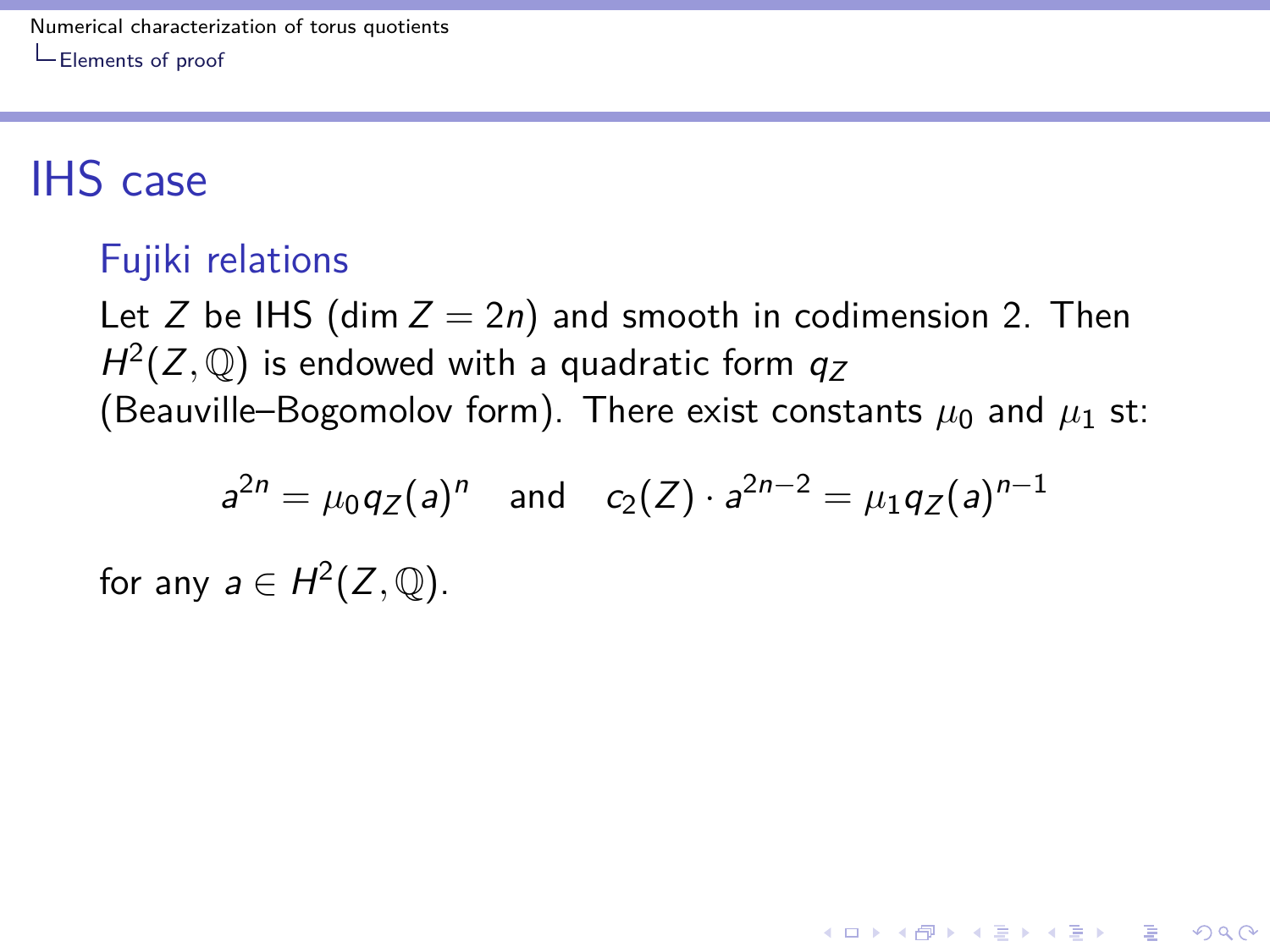# IHS case

## Fujiki relations

Let $Z$ be IHS ($\dim Z = 2n$) and smooth in codimension 2. Then $H^2(Z, \mathbb{Q})$ is endowed with a quadratic form $q_Z$ (Beauville–Bogomolov form). There exist constants $\mu_0$ and $\mu_1$ st:

$$a^{2n} = \mu_0 q_Z(a)^n \quad \text{and} \quad c_2(Z) \cdot a^{2n-2} = \mu_1 q_Z(a)^{n-1}$$

for any $a \in H^2(Z, \mathbb{Q})$.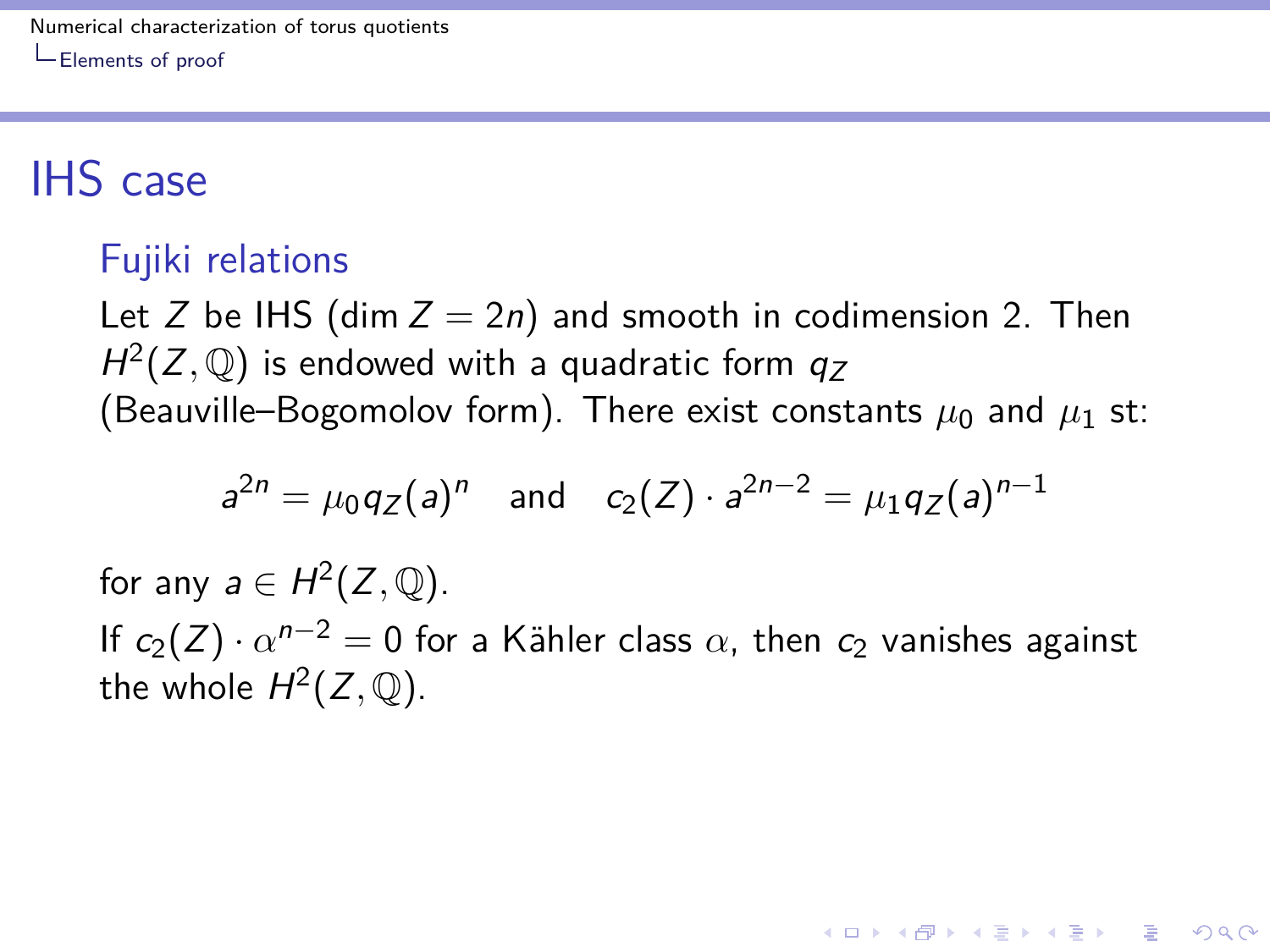# IHS case

### Fujiki relations

Let $Z$ be IHS ($\dim Z = 2n$) and smooth in codimension 2. Then $H^2(Z, \mathbb{Q})$ is endowed with a quadratic form $q_Z$ (Beauville–Bogomolov form). There exist constants $\mu_0$ and $\mu_1$ st:

$$a^{2n} = \mu_0 q_Z(a)^n \quad \text{and} \quad c_2(Z) \cdot a^{2n-2} = \mu_1 q_Z(a)^{n-1}$$

for any $a \in H^2(Z, \mathbb{Q})$.

If $c_2(Z) \cdot \alpha^{n-2} = 0$ for a Kähler class $\alpha$, then $c_2$ vanishes against the whole $H^2(Z, \mathbb{Q})$.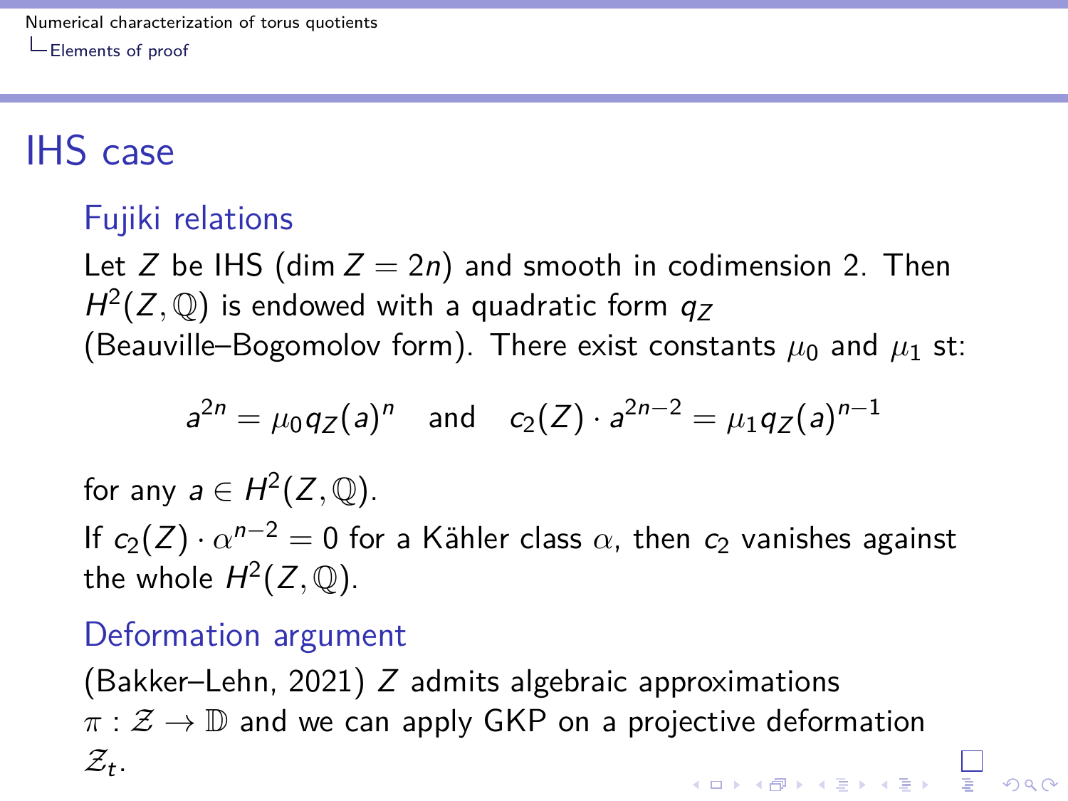# IHS case

### Fujiki relations

Let $Z$ be IHS ($\dim Z = 2n$) and smooth in codimension 2. Then $H^2(Z, \mathbb{Q})$ is endowed with a quadratic form $q_Z$ (Beauville–Bogomolov form). There exist constants $\mu_0$ and $\mu_1$ st:

$$a^{2n} = \mu_0 q_Z(a)^n \quad \text{and} \quad c_2(Z) \cdot a^{2n-2} = \mu_1 q_Z(a)^{n-1}$$

for any $a \in H^2(Z, \mathbb{Q})$.

If $c_2(Z) \cdot \alpha^{n-2} = 0$ for a Kähler class $\alpha$, then $c_2$ vanishes against the whole $H^2(Z, \mathbb{Q})$.

### Deformation argument

(Bakker–Lehn, 2021) $Z$ admits algebraic approximations $\pi : \mathcal{Z} \to \mathbb{D}$ and we can apply GKP on a projective deformation $\mathcal{Z}_t$.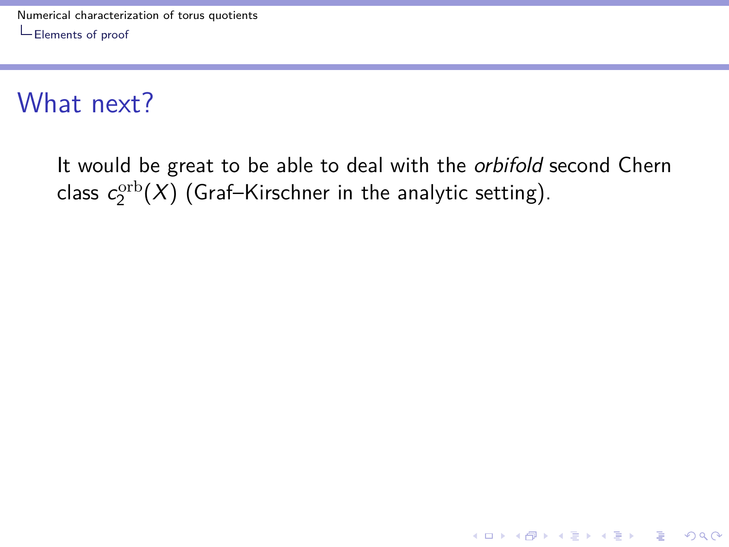## What next?

It would be great to be able to deal with the *orbifold* second Chern class $c_2^{\mathrm{orb}}(X)$ (Graf–Kirschner in the analytic setting).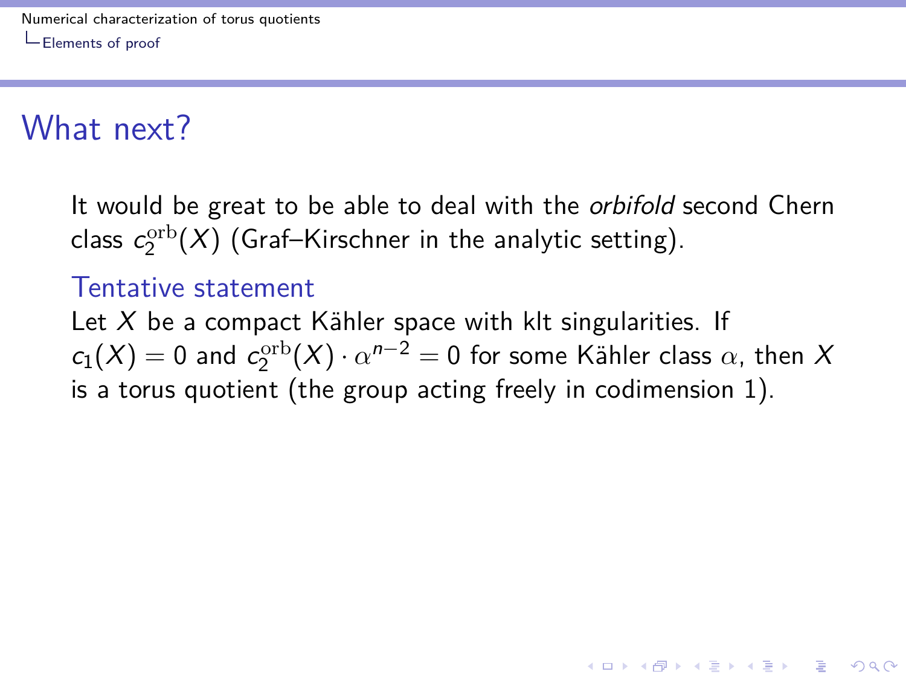# What next?

It would be great to be able to deal with the *orbifold* second Chern class $c_2^{\mathrm{orb}}(X)$ (Graf–Kirschner in the analytic setting).

### Tentative statement

Let $X$ be a compact Kähler space with klt singularities. If $c_1(X) = 0$ and $c_2^{\mathrm{orb}}(X) \cdot \alpha^{n-2} = 0$ for some Kähler class $\alpha$, then $X$ is a torus quotient (the group acting freely in codimension 1).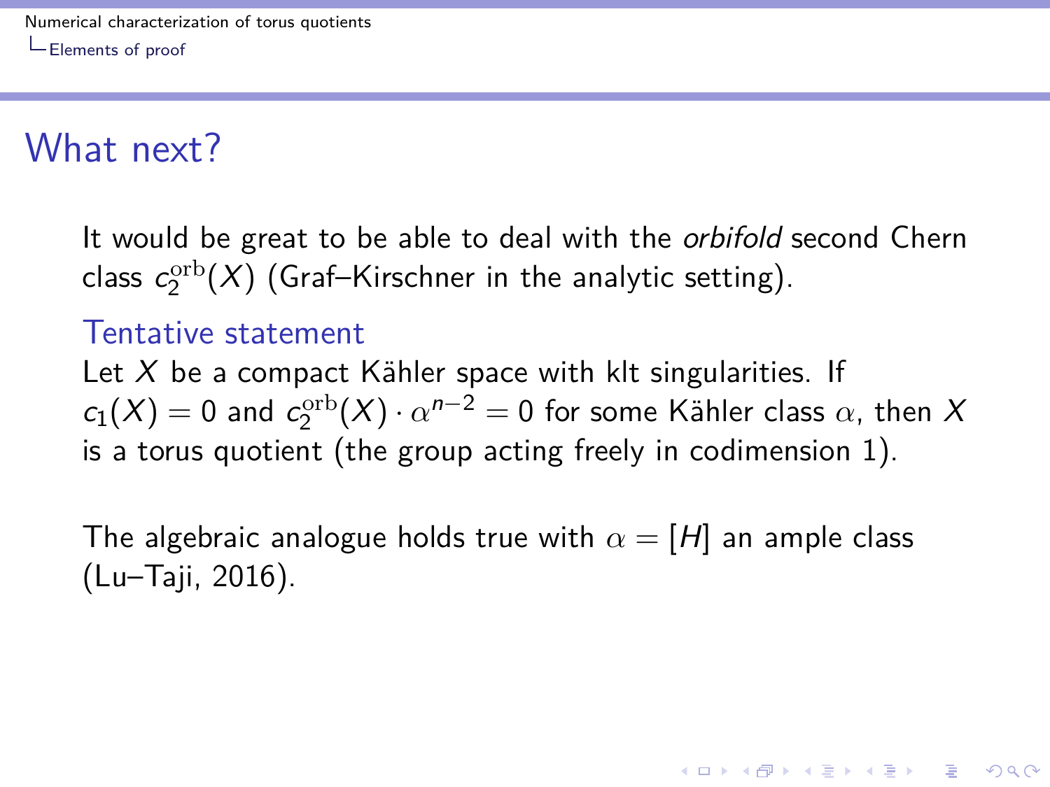# What next?

It would be great to be able to deal with the *orbifold* second Chern class $c_2^{\mathrm{orb}}(X)$ (Graf–Kirschner in the analytic setting).

### Tentative statement

Let $X$ be a compact Kähler space with klt singularities. If $c_1(X) = 0$ and $c_2^{\mathrm{orb}}(X) \cdot \alpha^{n-2} = 0$ for some Kähler class $\alpha$, then $X$ is a torus quotient (the group acting freely in codimension 1).

The algebraic analogue holds true with $\alpha = [H]$ an ample class (Lu–Taji, 2016).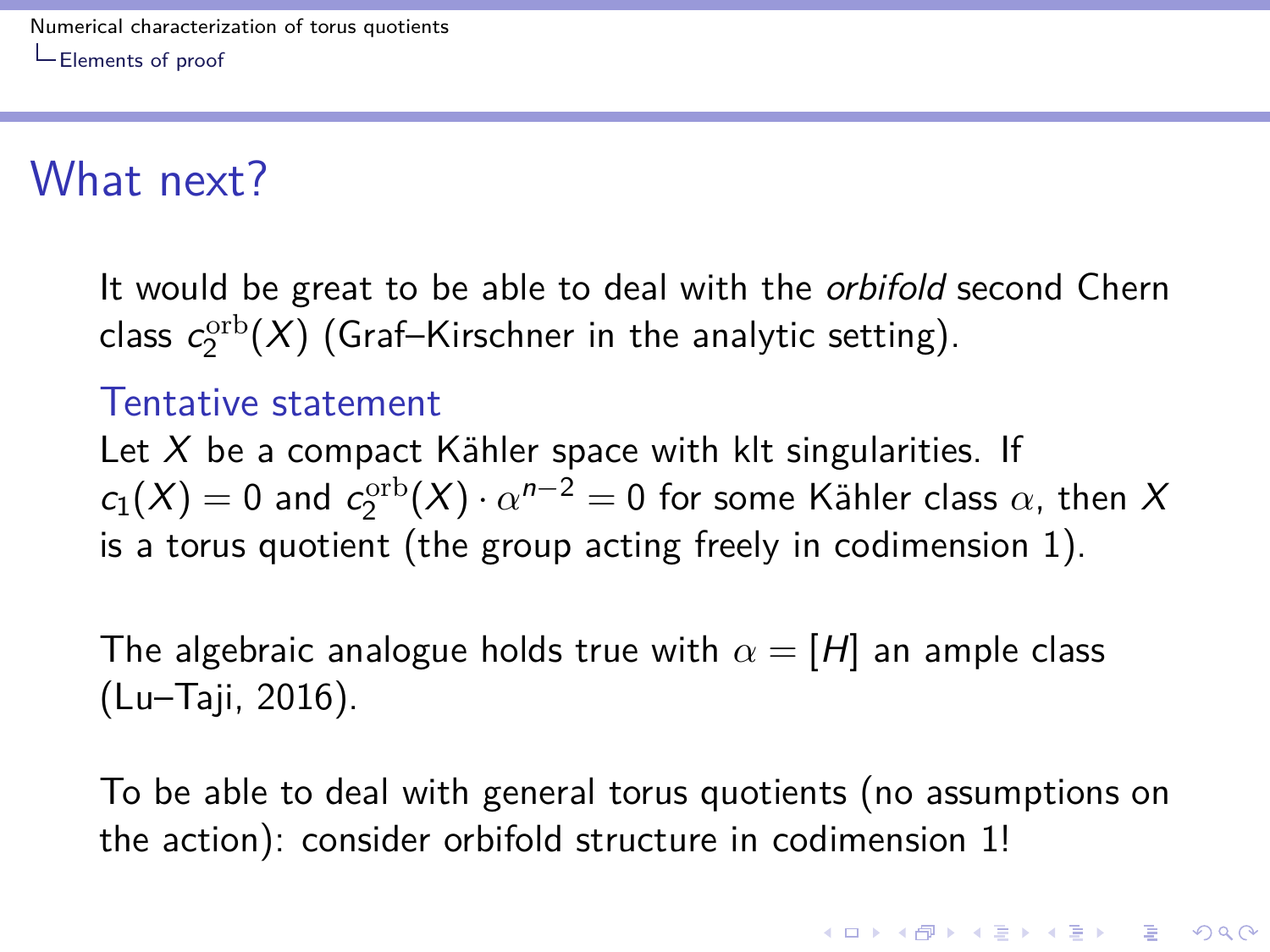# What next?

It would be great to be able to deal with the *orbifold* second Chern class $c_2^{\mathrm{orb}}(X)$ (Graf–Kirschner in the analytic setting).

## Tentative statement

Let $X$ be a compact Kähler space with klt singularities. If $c_1(X) = 0$ and $c_2^{\mathrm{orb}}(X) \cdot \alpha^{n-2} = 0$ for some Kähler class $\alpha$, then $X$ is a torus quotient (the group acting freely in codimension 1).

The algebraic analogue holds true with $\alpha = [H]$ an ample class (Lu–Taji, 2016).

To be able to deal with general torus quotients (no assumptions on the action): consider orbifold structure in codimension 1!